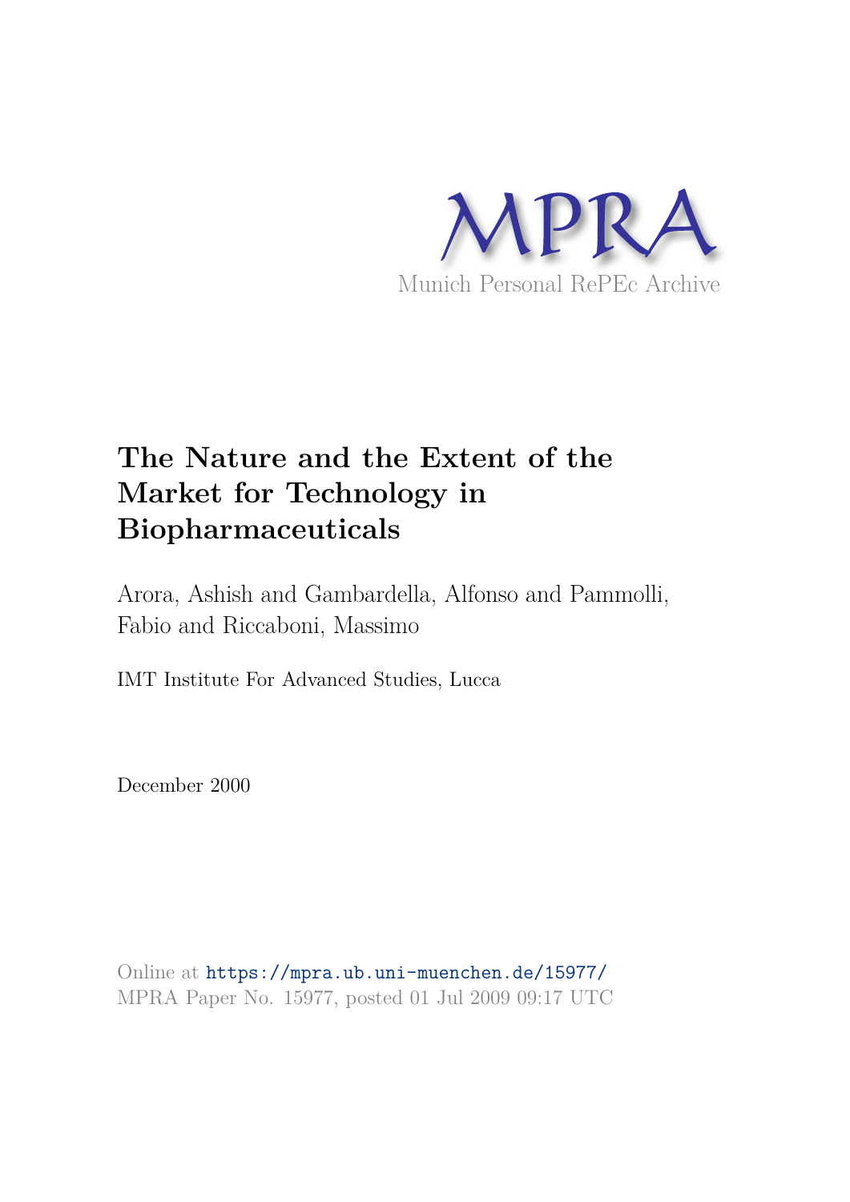MPRA

Munich Personal RePEc Archive

# The Nature and the Extent of the Market for Technology in Biopharmaceuticals

Arora, Ashish and Gambardella, Alfonso and Pammolli, Fabio and Riccaboni, Massimo

IMT Institute For Advanced Studies, Lucca

December 2000

Online at https://mpra.ub.uni-muenchen.de/15977/
MPRA Paper No. 15977, posted 01 Jul 2009 09:17 UTC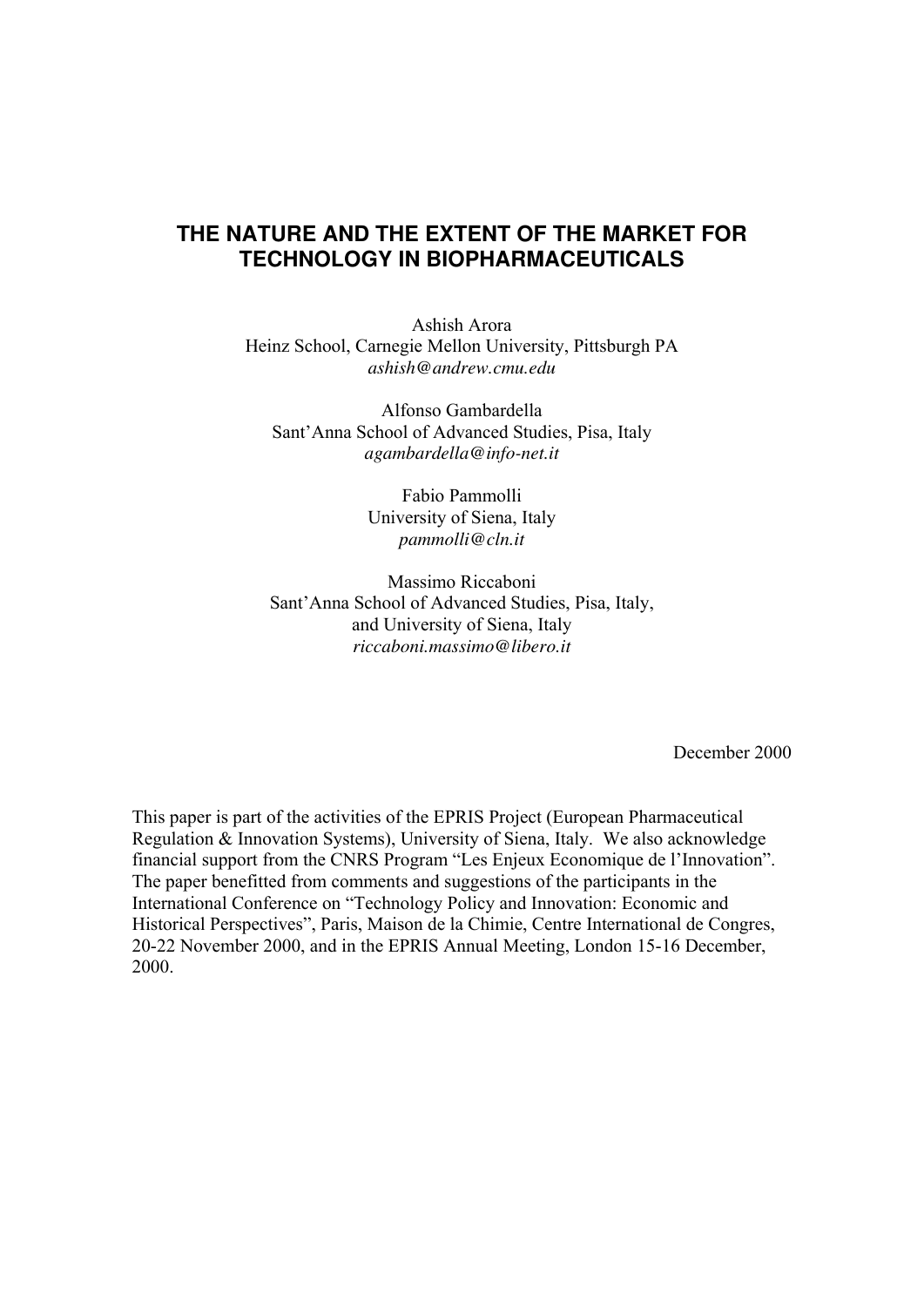# THE NATURE AND THE EXTENT OF THE MARKET FOR TECHNOLOGY IN BIOPHARMACEUTICALS

Ashish Arora
Heinz School, Carnegie Mellon University, Pittsburgh PA
*ashish@andrew.cmu.edu*

Alfonso Gambardella
Sant'Anna School of Advanced Studies, Pisa, Italy
*agambardella@info-net.it*

Fabio Pammolli
University of Siena, Italy
*pammolli@cln.it*

Massimo Riccaboni
Sant'Anna School of Advanced Studies, Pisa, Italy,
and University of Siena, Italy
*riccaboni.massimo@libero.it*

December 2000

This paper is part of the activities of the EPRIS Project (European Pharmaceutical Regulation & Innovation Systems), University of Siena, Italy. We also acknowledge financial support from the CNRS Program "Les Enjeux Economique de l'Innovation". The paper benefitted from comments and suggestions of the participants in the International Conference on "Technology Policy and Innovation: Economic and Historical Perspectives", Paris, Maison de la Chimie, Centre International de Congres, 20-22 November 2000, and in the EPRIS Annual Meeting, London 15-16 December, 2000.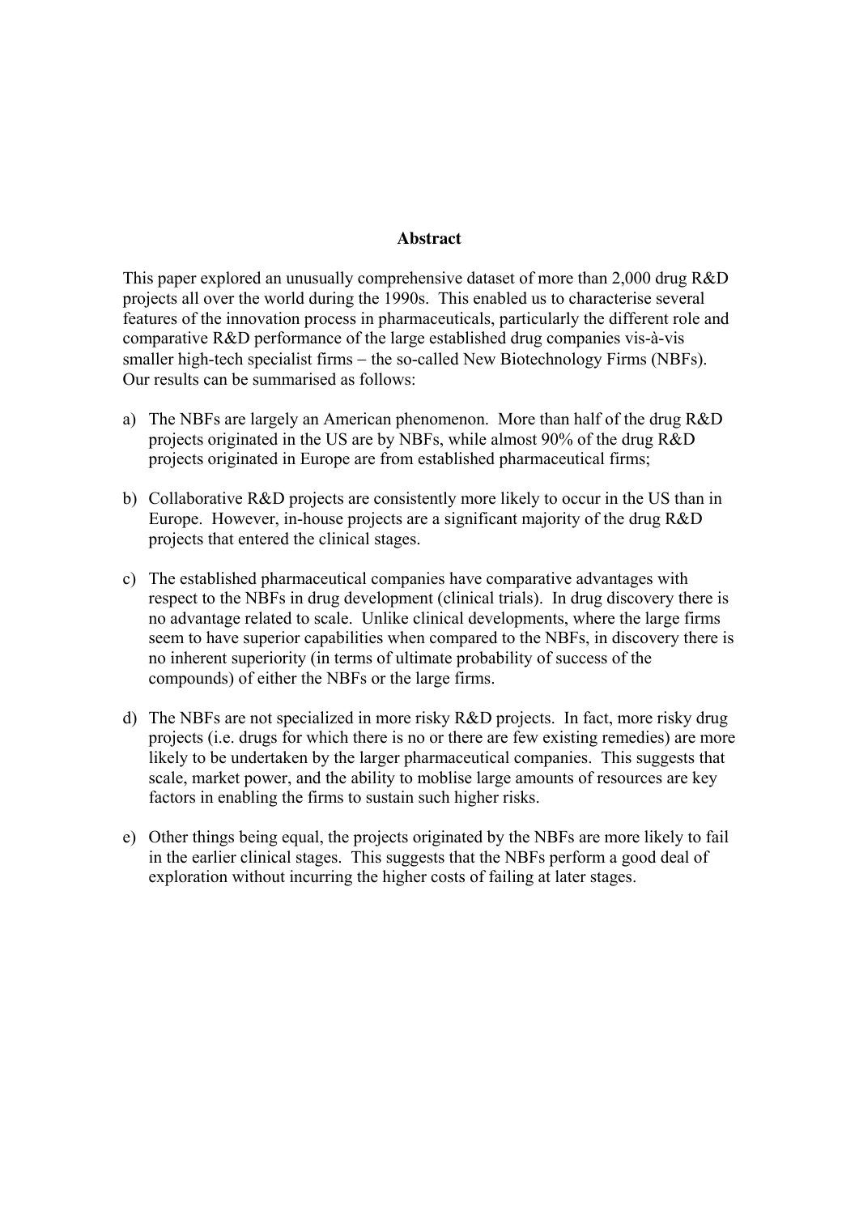## Abstract

This paper explored an unusually comprehensive dataset of more than 2,000 drug R&D projects all over the world during the 1990s. This enabled us to characterise several features of the innovation process in pharmaceuticals, particularly the different role and comparative R&D performance of the large established drug companies vis-à-vis smaller high-tech specialist firms – the so-called New Biotechnology Firms (NBFs). Our results can be summarised as follows:

a) The NBFs are largely an American phenomenon. More than half of the drug R&D projects originated in the US are by NBFs, while almost 90% of the drug R&D projects originated in Europe are from established pharmaceutical firms;

b) Collaborative R&D projects are consistently more likely to occur in the US than in Europe. However, in-house projects are a significant majority of the drug R&D projects that entered the clinical stages.

c) The established pharmaceutical companies have comparative advantages with respect to the NBFs in drug development (clinical trials). In drug discovery there is no advantage related to scale. Unlike clinical developments, where the large firms seem to have superior capabilities when compared to the NBFs, in discovery there is no inherent superiority (in terms of ultimate probability of success of the compounds) of either the NBFs or the large firms.

d) The NBFs are not specialized in more risky R&D projects. In fact, more risky drug projects (i.e. drugs for which there is no or there are few existing remedies) are more likely to be undertaken by the larger pharmaceutical companies. This suggests that scale, market power, and the ability to moblise large amounts of resources are key factors in enabling the firms to sustain such higher risks.

e) Other things being equal, the projects originated by the NBFs are more likely to fail in the earlier clinical stages. This suggests that the NBFs perform a good deal of exploration without incurring the higher costs of failing at later stages.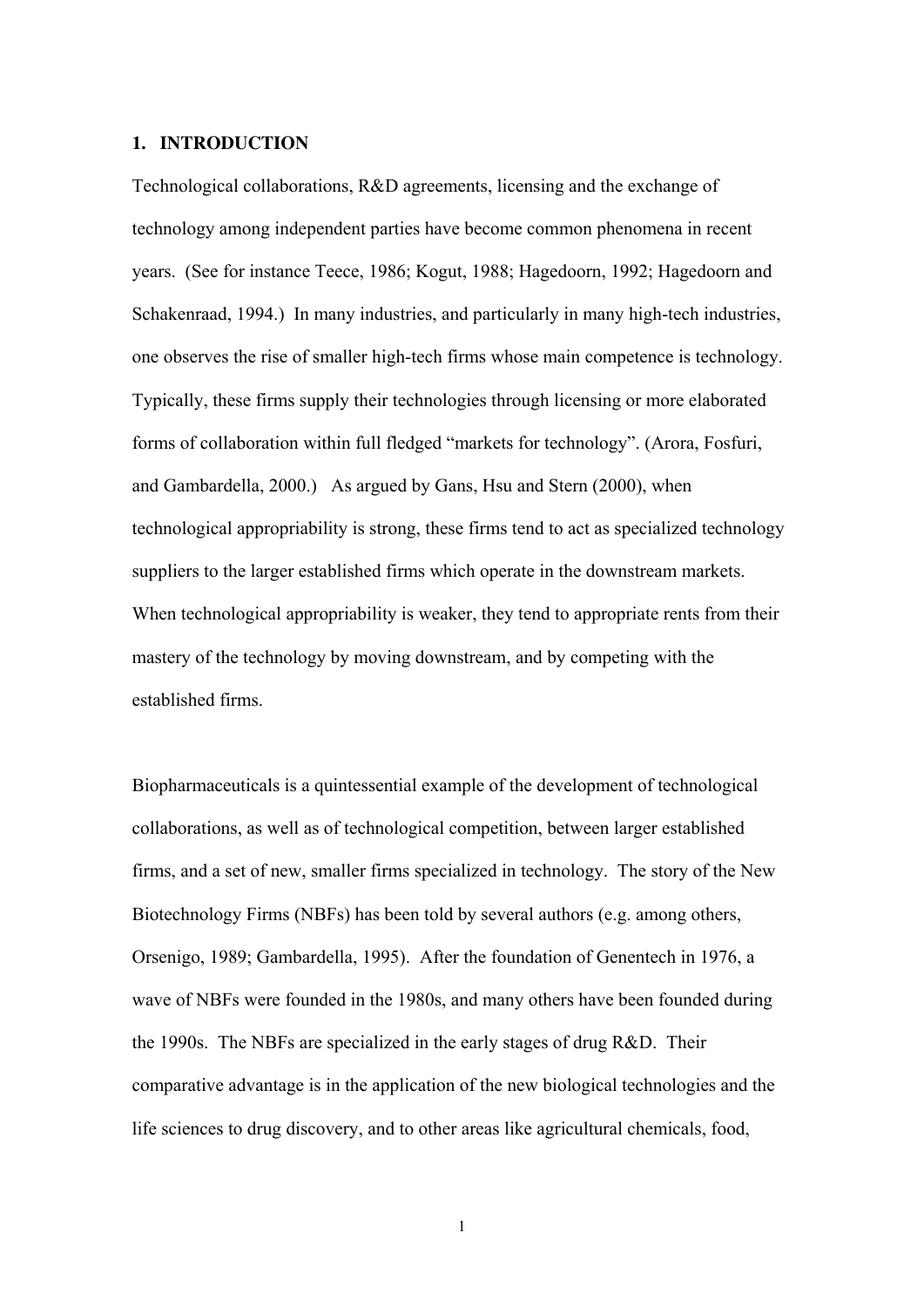## 1. INTRODUCTION

Technological collaborations, R&D agreements, licensing and the exchange of technology among independent parties have become common phenomena in recent years. (See for instance Teece, 1986; Kogut, 1988; Hagedoorn, 1992; Hagedoorn and Schakenraad, 1994.) In many industries, and particularly in many high-tech industries, one observes the rise of smaller high-tech firms whose main competence is technology. Typically, these firms supply their technologies through licensing or more elaborated forms of collaboration within full fledged "markets for technology". (Arora, Fosfuri, and Gambardella, 2000.) As argued by Gans, Hsu and Stern (2000), when technological appropriability is strong, these firms tend to act as specialized technology suppliers to the larger established firms which operate in the downstream markets. When technological appropriability is weaker, they tend to appropriate rents from their mastery of the technology by moving downstream, and by competing with the established firms.

Biopharmaceuticals is a quintessential example of the development of technological collaborations, as well as of technological competition, between larger established firms, and a set of new, smaller firms specialized in technology. The story of the New Biotechnology Firms (NBFs) has been told by several authors (e.g. among others, Orsenigo, 1989; Gambardella, 1995). After the foundation of Genentech in 1976, a wave of NBFs were founded in the 1980s, and many others have been founded during the 1990s. The NBFs are specialized in the early stages of drug R&D. Their comparative advantage is in the application of the new biological technologies and the life sciences to drug discovery, and to other areas like agricultural chemicals, food,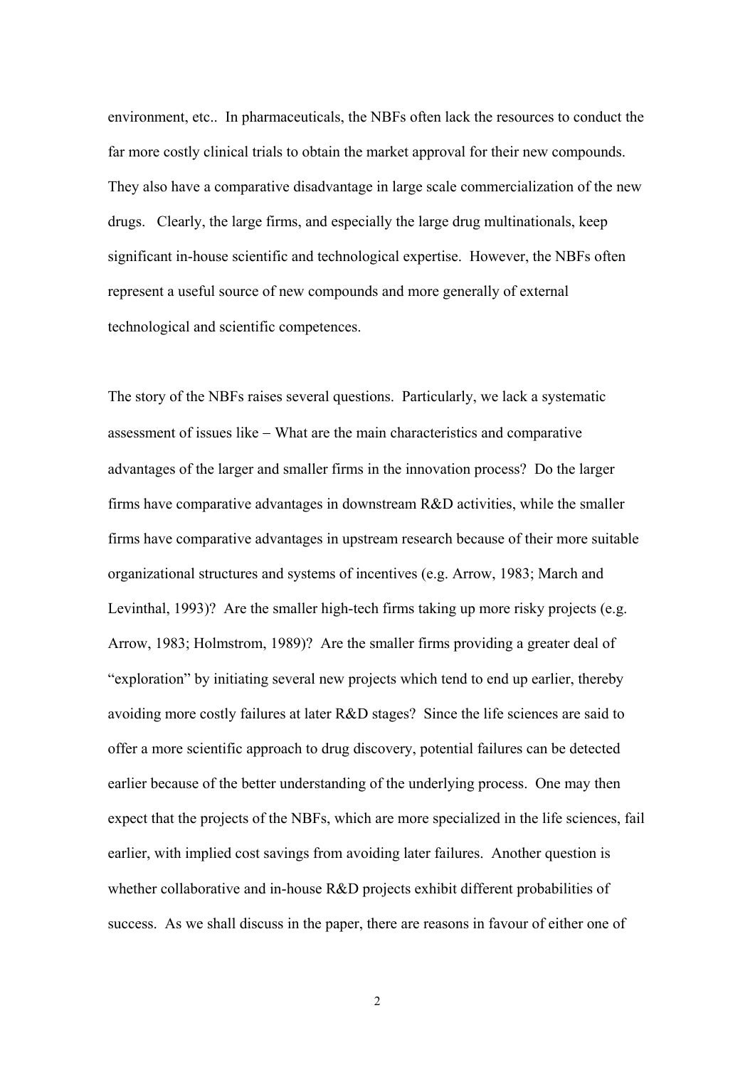environment, etc.. In pharmaceuticals, the NBFs often lack the resources to conduct the far more costly clinical trials to obtain the market approval for their new compounds. They also have a comparative disadvantage in large scale commercialization of the new drugs. Clearly, the large firms, and especially the large drug multinationals, keep significant in-house scientific and technological expertise. However, the NBFs often represent a useful source of new compounds and more generally of external technological and scientific competences.

The story of the NBFs raises several questions. Particularly, we lack a systematic assessment of issues like – What are the main characteristics and comparative advantages of the larger and smaller firms in the innovation process? Do the larger firms have comparative advantages in downstream R&D activities, while the smaller firms have comparative advantages in upstream research because of their more suitable organizational structures and systems of incentives (e.g. Arrow, 1983; March and Levinthal, 1993)? Are the smaller high-tech firms taking up more risky projects (e.g. Arrow, 1983; Holmstrom, 1989)? Are the smaller firms providing a greater deal of "exploration" by initiating several new projects which tend to end up earlier, thereby avoiding more costly failures at later R&D stages? Since the life sciences are said to offer a more scientific approach to drug discovery, potential failures can be detected earlier because of the better understanding of the underlying process. One may then expect that the projects of the NBFs, which are more specialized in the life sciences, fail earlier, with implied cost savings from avoiding later failures. Another question is whether collaborative and in-house R&D projects exhibit different probabilities of success. As we shall discuss in the paper, there are reasons in favour of either one of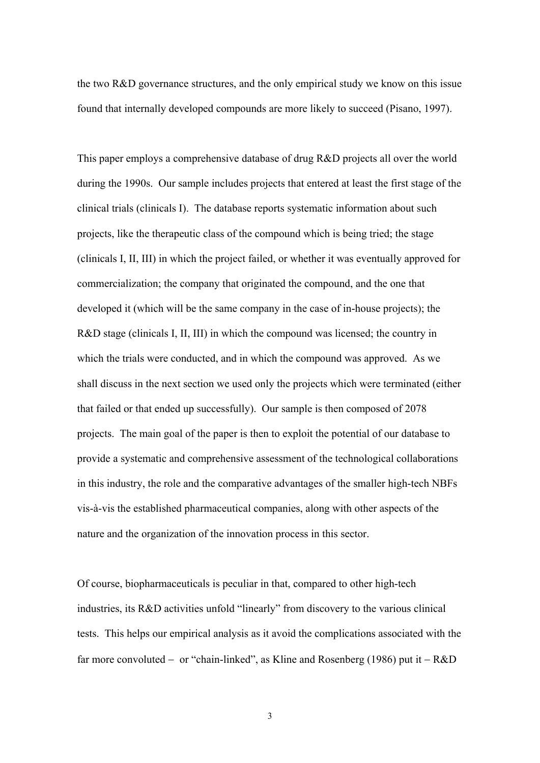the two R&D governance structures, and the only empirical study we know on this issue found that internally developed compounds are more likely to succeed (Pisano, 1997).

This paper employs a comprehensive database of drug R&D projects all over the world during the 1990s. Our sample includes projects that entered at least the first stage of the clinical trials (clinicals I). The database reports systematic information about such projects, like the therapeutic class of the compound which is being tried; the stage (clinicals I, II, III) in which the project failed, or whether it was eventually approved for commercialization; the company that originated the compound, and the one that developed it (which will be the same company in the case of in-house projects); the R&D stage (clinicals I, II, III) in which the compound was licensed; the country in which the trials were conducted, and in which the compound was approved. As we shall discuss in the next section we used only the projects which were terminated (either that failed or that ended up successfully). Our sample is then composed of 2078 projects. The main goal of the paper is then to exploit the potential of our database to provide a systematic and comprehensive assessment of the technological collaborations in this industry, the role and the comparative advantages of the smaller high-tech NBFs vis-à-vis the established pharmaceutical companies, along with other aspects of the nature and the organization of the innovation process in this sector.

Of course, biopharmaceuticals is peculiar in that, compared to other high-tech industries, its R&D activities unfold "linearly" from discovery to the various clinical tests. This helps our empirical analysis as it avoid the complications associated with the far more convoluted – or "chain-linked", as Kline and Rosenberg (1986) put it – R&D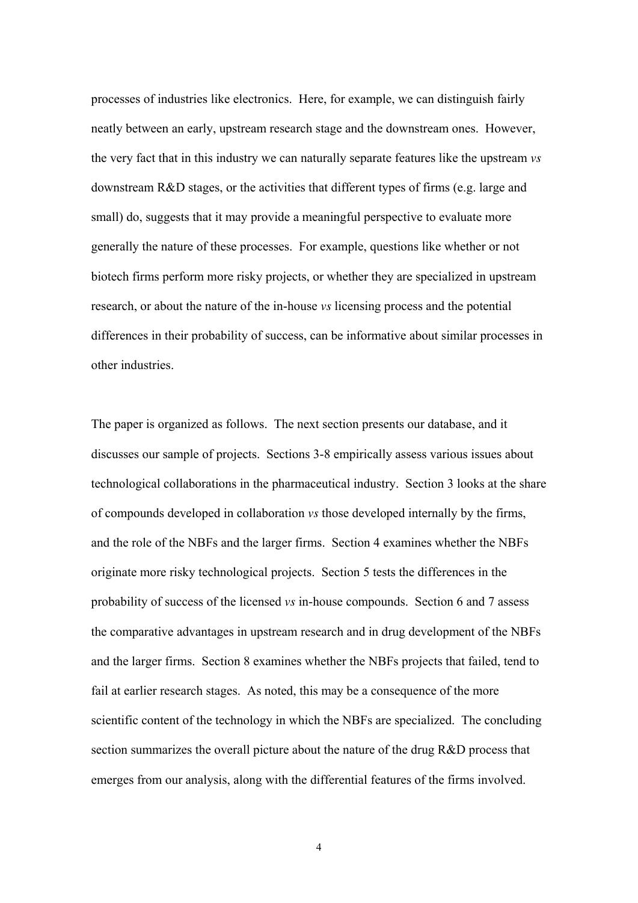processes of industries like electronics. Here, for example, we can distinguish fairly neatly between an early, upstream research stage and the downstream ones. However, the very fact that in this industry we can naturally separate features like the upstream *vs* downstream R&D stages, or the activities that different types of firms (e.g. large and small) do, suggests that it may provide a meaningful perspective to evaluate more generally the nature of these processes. For example, questions like whether or not biotech firms perform more risky projects, or whether they are specialized in upstream research, or about the nature of the in-house *vs* licensing process and the potential differences in their probability of success, can be informative about similar processes in other industries.

The paper is organized as follows. The next section presents our database, and it discusses our sample of projects. Sections 3-8 empirically assess various issues about technological collaborations in the pharmaceutical industry. Section 3 looks at the share of compounds developed in collaboration *vs* those developed internally by the firms, and the role of the NBFs and the larger firms. Section 4 examines whether the NBFs originate more risky technological projects. Section 5 tests the differences in the probability of success of the licensed *vs* in-house compounds. Section 6 and 7 assess the comparative advantages in upstream research and in drug development of the NBFs and the larger firms. Section 8 examines whether the NBFs projects that failed, tend to fail at earlier research stages. As noted, this may be a consequence of the more scientific content of the technology in which the NBFs are specialized. The concluding section summarizes the overall picture about the nature of the drug R&D process that emerges from our analysis, along with the differential features of the firms involved.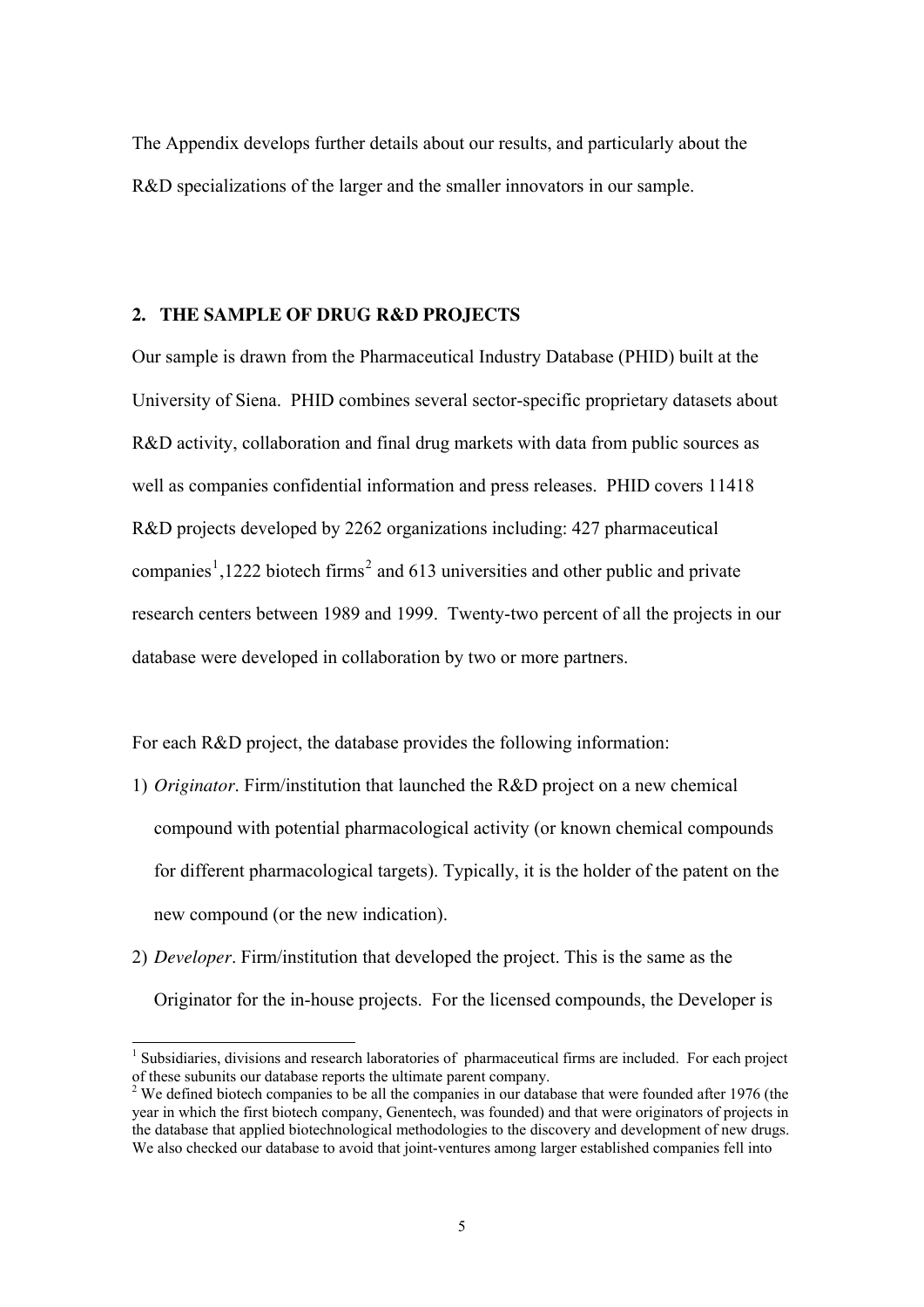The Appendix develops further details about our results, and particularly about the R&D specializations of the larger and the smaller innovators in our sample.

## 2. THE SAMPLE OF DRUG R&D PROJECTS

Our sample is drawn from the Pharmaceutical Industry Database (PHID) built at the University of Siena. PHID combines several sector-specific proprietary datasets about R&D activity, collaboration and final drug markets with data from public sources as well as companies confidential information and press releases. PHID covers 11418 R&D projects developed by 2262 organizations including: 427 pharmaceutical companies[1],1222 biotech firms[2] and 613 universities and other public and private research centers between 1989 and 1999. Twenty-two percent of all the projects in our database were developed in collaboration by two or more partners.

For each R&D project, the database provides the following information:

1) *Originator*. Firm/institution that launched the R&D project on a new chemical compound with potential pharmacological activity (or known chemical compounds for different pharmacological targets). Typically, it is the holder of the patent on the new compound (or the new indication).
2) *Developer*. Firm/institution that developed the project. This is the same as the Originator for the in-house projects. For the licensed compounds, the Developer is

[1] Subsidiaries, divisions and research laboratories of pharmaceutical firms are included. For each project of these subunits our database reports the ultimate parent company.

[2] We defined biotech companies to be all the companies in our database that were founded after 1976 (the year in which the first biotech company, Genentech, was founded) and that were originators of projects in the database that applied biotechnological methodologies to the discovery and development of new drugs. We also checked our database to avoid that joint-ventures among larger established companies fell into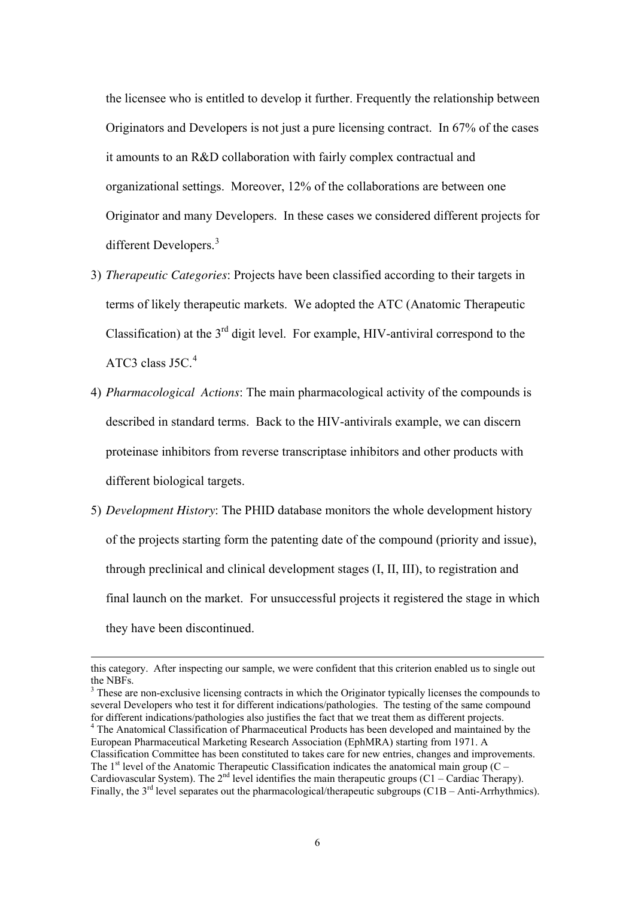the licensee who is entitled to develop it further. Frequently the relationship between Originators and Developers is not just a pure licensing contract. In 67% of the cases it amounts to an R&D collaboration with fairly complex contractual and organizational settings. Moreover, 12% of the collaborations are between one Originator and many Developers. In these cases we considered different projects for different Developers.[3]

3) *Therapeutic Categories*: Projects have been classified according to their targets in terms of likely therapeutic markets. We adopted the ATC (Anatomic Therapeutic Classification) at the 3rd digit level. For example, HIV-antiviral correspond to the ATC3 class J5C.[4]

4) *Pharmacological Actions*: The main pharmacological activity of the compounds is described in standard terms. Back to the HIV-antivirals example, we can discern proteinase inhibitors from reverse transcriptase inhibitors and other products with different biological targets.

5) *Development History*: The PHID database monitors the whole development history of the projects starting form the patenting date of the compound (priority and issue), through preclinical and clinical development stages (I, II, III), to registration and final launch on the market. For unsuccessful projects it registered the stage in which they have been discontinued.

---

this category. After inspecting our sample, we were confident that this criterion enabled us to single out the NBFs.

[3] These are non-exclusive licensing contracts in which the Originator typically licenses the compounds to several Developers who test it for different indications/pathologies. The testing of the same compound for different indications/pathologies also justifies the fact that we treat them as different projects.

[4] The Anatomical Classification of Pharmaceutical Products has been developed and maintained by the European Pharmaceutical Marketing Research Association (EphMRA) starting from 1971. A Classification Committee has been constituted to takes care for new entries, changes and improvements. The 1st level of the Anatomic Therapeutic Classification indicates the anatomical main group (C – Cardiovascular System). The 2nd level identifies the main therapeutic groups (C1 – Cardiac Therapy). Finally, the 3rd level separates out the pharmacological/therapeutic subgroups (C1B – Anti-Arrhythmics).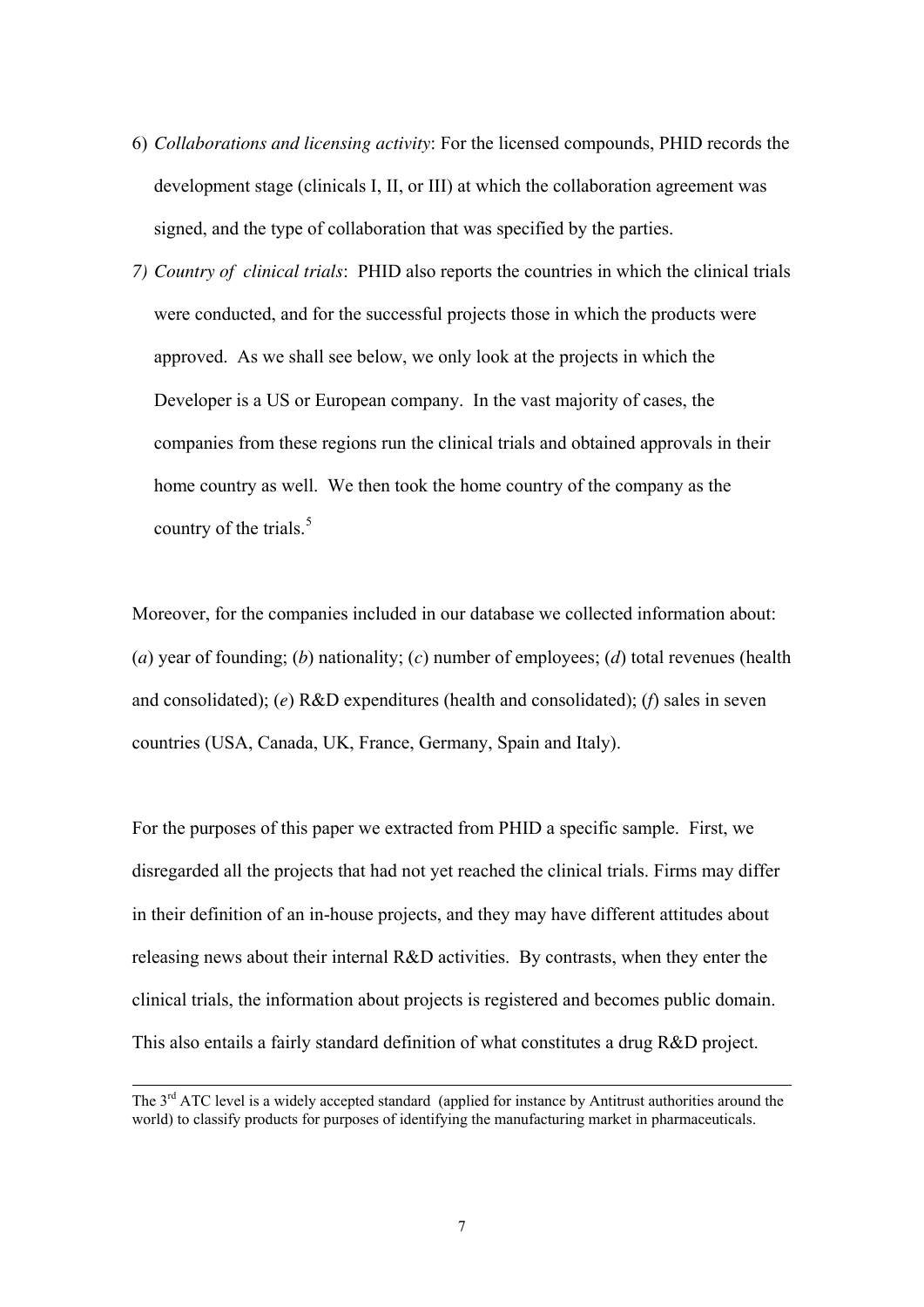6) *Collaborations and licensing activity*: For the licensed compounds, PHID records the development stage (clinicals I, II, or III) at which the collaboration agreement was signed, and the type of collaboration that was specified by the parties.

7) *Country of clinical trials*: PHID also reports the countries in which the clinical trials were conducted, and for the successful projects those in which the products were approved. As we shall see below, we only look at the projects in which the Developer is a US or European company. In the vast majority of cases, the companies from these regions run the clinical trials and obtained approvals in their home country as well. We then took the home country of the company as the country of the trials.[5]

Moreover, for the companies included in our database we collected information about: (*a*) year of founding; (*b*) nationality; (*c*) number of employees; (*d*) total revenues (health and consolidated); (*e*) R&D expenditures (health and consolidated); (*f*) sales in seven countries (USA, Canada, UK, France, Germany, Spain and Italy).

For the purposes of this paper we extracted from PHID a specific sample. First, we disregarded all the projects that had not yet reached the clinical trials. Firms may differ in their definition of an in-house projects, and they may have different attitudes about releasing news about their internal R&D activities. By contrasts, when they enter the clinical trials, the information about projects is registered and becomes public domain. This also entails a fairly standard definition of what constitutes a drug R&D project.

---

The 3rd ATC level is a widely accepted standard (applied for instance by Antitrust authorities around the world) to classify products for purposes of identifying the manufacturing market in pharmaceuticals.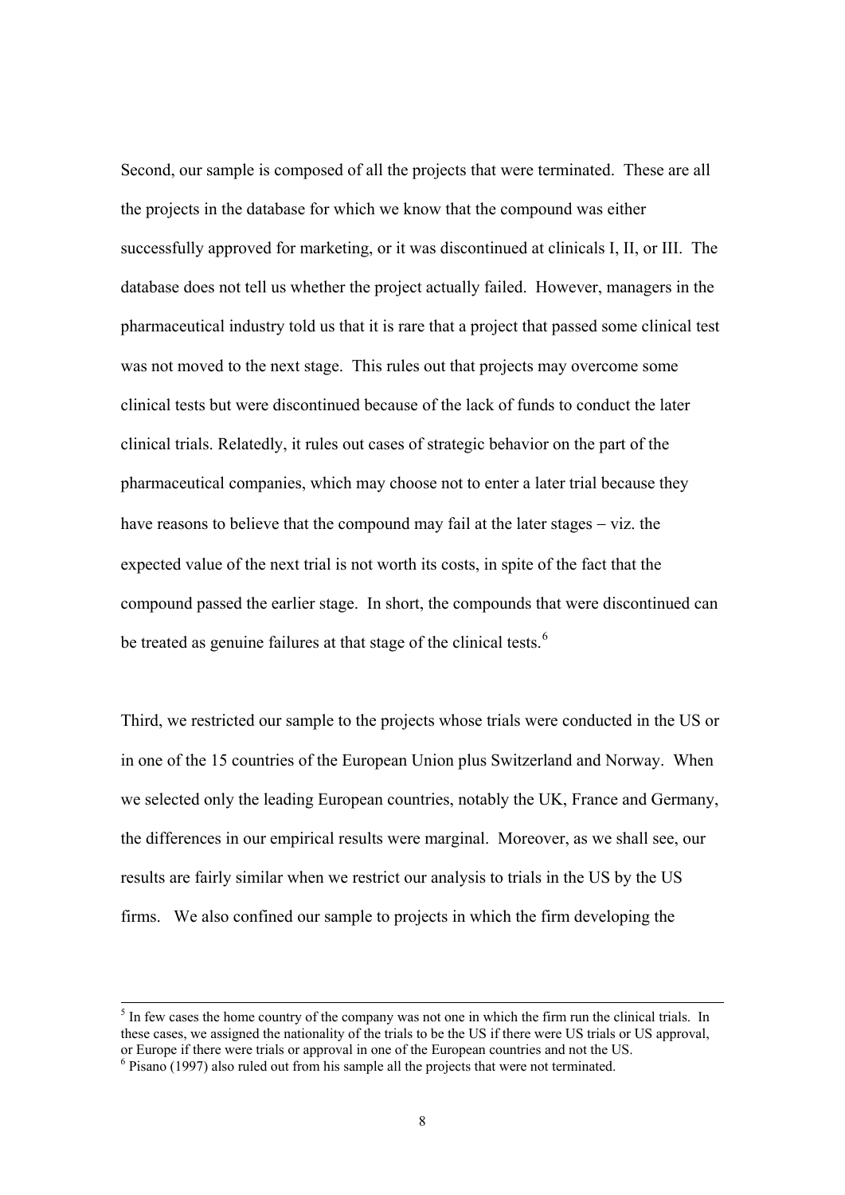Second, our sample is composed of all the projects that were terminated. These are all the projects in the database for which we know that the compound was either successfully approved for marketing, or it was discontinued at clinicals I, II, or III. The database does not tell us whether the project actually failed. However, managers in the pharmaceutical industry told us that it is rare that a project that passed some clinical test was not moved to the next stage. This rules out that projects may overcome some clinical tests but were discontinued because of the lack of funds to conduct the later clinical trials. Relatedly, it rules out cases of strategic behavior on the part of the pharmaceutical companies, which may choose not to enter a later trial because they have reasons to believe that the compound may fail at the later stages – viz. the expected value of the next trial is not worth its costs, in spite of the fact that the compound passed the earlier stage. In short, the compounds that were discontinued can be treated as genuine failures at that stage of the clinical tests.[6]

Third, we restricted our sample to the projects whose trials were conducted in the US or in one of the 15 countries of the European Union plus Switzerland and Norway. When we selected only the leading European countries, notably the UK, France and Germany, the differences in our empirical results were marginal. Moreover, as we shall see, our results are fairly similar when we restrict our analysis to trials in the US by the US firms. We also confined our sample to projects in which the firm developing the

---

[5] In few cases the home country of the company was not one in which the firm run the clinical trials. In these cases, we assigned the nationality of the trials to be the US if there were US trials or US approval, or Europe if there were trials or approval in one of the European countries and not the US.

[6] Pisano (1997) also ruled out from his sample all the projects that were not terminated.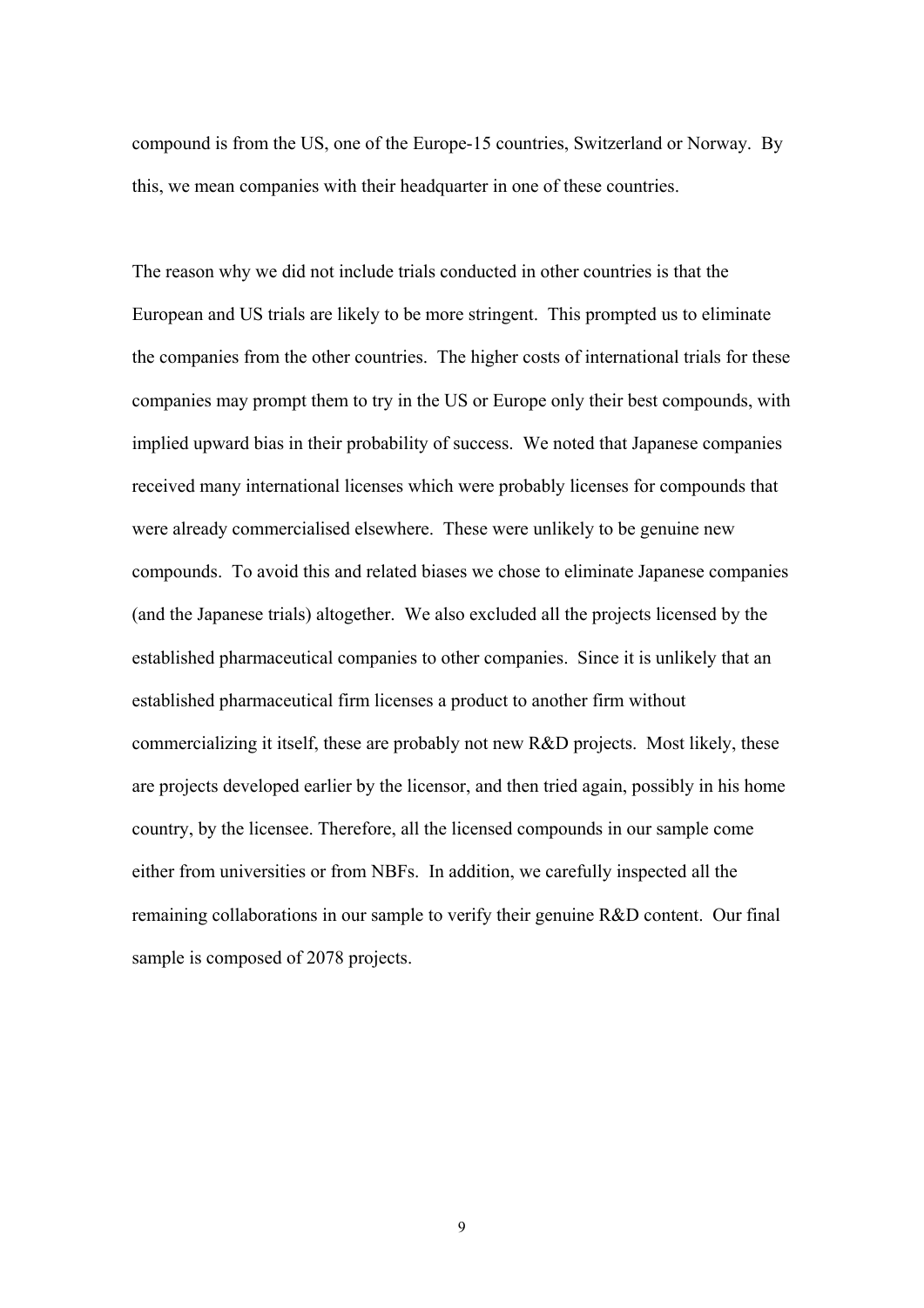compound is from the US, one of the Europe-15 countries, Switzerland or Norway. By this, we mean companies with their headquarter in one of these countries.

The reason why we did not include trials conducted in other countries is that the European and US trials are likely to be more stringent. This prompted us to eliminate the companies from the other countries. The higher costs of international trials for these companies may prompt them to try in the US or Europe only their best compounds, with implied upward bias in their probability of success. We noted that Japanese companies received many international licenses which were probably licenses for compounds that were already commercialised elsewhere. These were unlikely to be genuine new compounds. To avoid this and related biases we chose to eliminate Japanese companies (and the Japanese trials) altogether. We also excluded all the projects licensed by the established pharmaceutical companies to other companies. Since it is unlikely that an established pharmaceutical firm licenses a product to another firm without commercializing it itself, these are probably not new R&D projects. Most likely, these are projects developed earlier by the licensor, and then tried again, possibly in his home country, by the licensee. Therefore, all the licensed compounds in our sample come either from universities or from NBFs. In addition, we carefully inspected all the remaining collaborations in our sample to verify their genuine R&D content. Our final sample is composed of 2078 projects.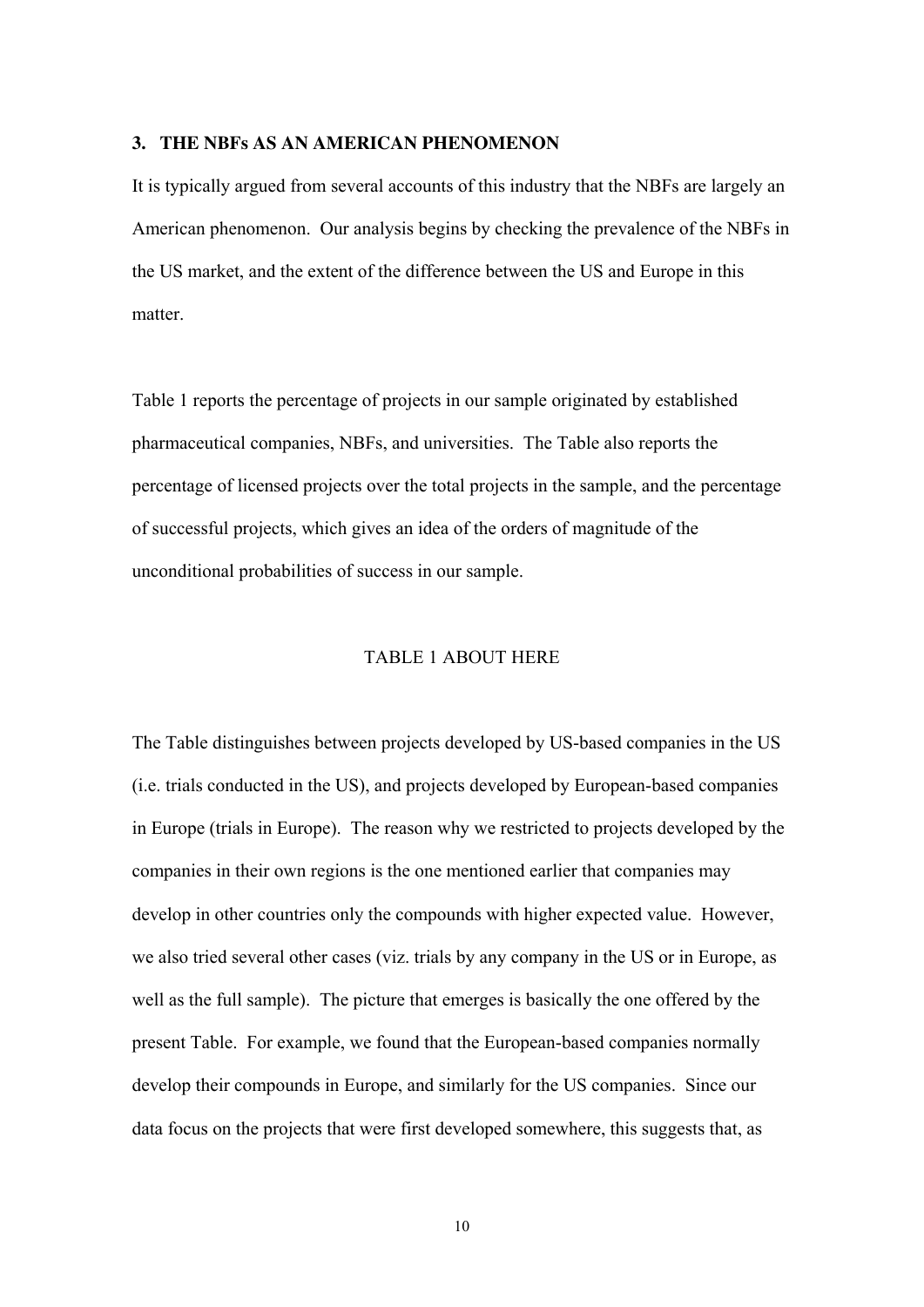## 3. THE NBFs AS AN AMERICAN PHENOMENON

It is typically argued from several accounts of this industry that the NBFs are largely an American phenomenon. Our analysis begins by checking the prevalence of the NBFs in the US market, and the extent of the difference between the US and Europe in this matter.

Table 1 reports the percentage of projects in our sample originated by established pharmaceutical companies, NBFs, and universities. The Table also reports the percentage of licensed projects over the total projects in the sample, and the percentage of successful projects, which gives an idea of the orders of magnitude of the unconditional probabilities of success in our sample.

TABLE 1 ABOUT HERE

The Table distinguishes between projects developed by US-based companies in the US (i.e. trials conducted in the US), and projects developed by European-based companies in Europe (trials in Europe). The reason why we restricted to projects developed by the companies in their own regions is the one mentioned earlier that companies may develop in other countries only the compounds with higher expected value. However, we also tried several other cases (viz. trials by any company in the US or in Europe, as well as the full sample). The picture that emerges is basically the one offered by the present Table. For example, we found that the European-based companies normally develop their compounds in Europe, and similarly for the US companies. Since our data focus on the projects that were first developed somewhere, this suggests that, as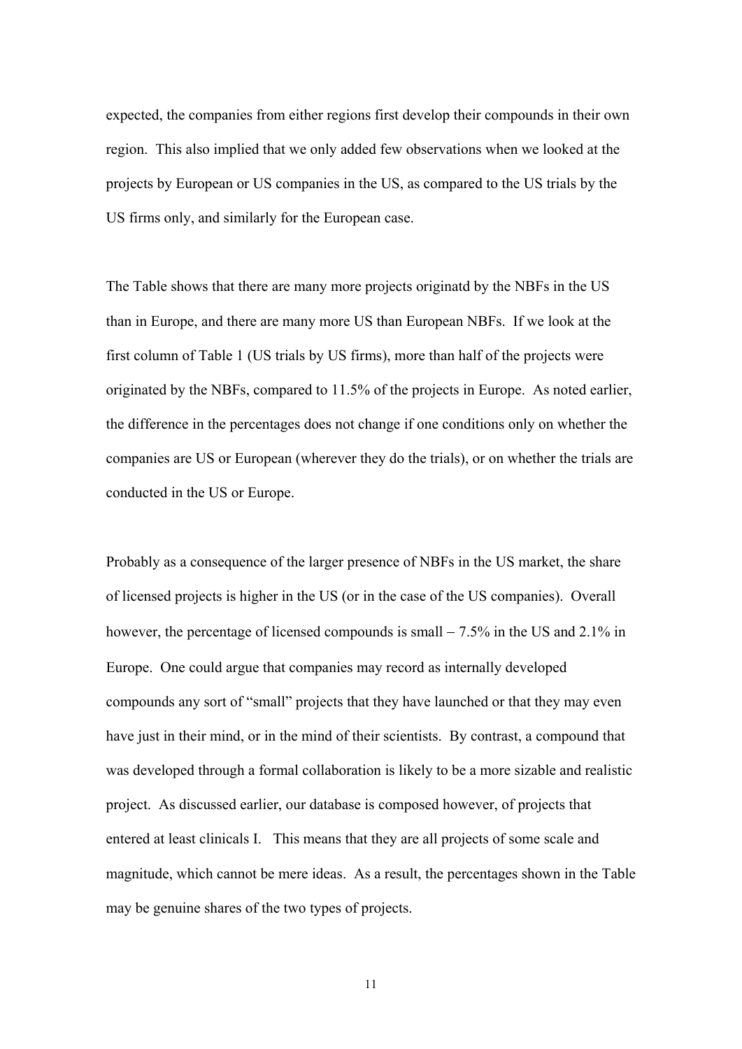expected, the companies from either regions first develop their compounds in their own region. This also implied that we only added few observations when we looked at the projects by European or US companies in the US, as compared to the US trials by the US firms only, and similarly for the European case.

The Table shows that there are many more projects originatd by the NBFs in the US than in Europe, and there are many more US than European NBFs. If we look at the first column of Table 1 (US trials by US firms), more than half of the projects were originated by the NBFs, compared to 11.5% of the projects in Europe. As noted earlier, the difference in the percentages does not change if one conditions only on whether the companies are US or European (wherever they do the trials), or on whether the trials are conducted in the US or Europe.

Probably as a consequence of the larger presence of NBFs in the US market, the share of licensed projects is higher in the US (or in the case of the US companies). Overall however, the percentage of licensed compounds is small – 7.5% in the US and 2.1% in Europe. One could argue that companies may record as internally developed compounds any sort of "small" projects that they have launched or that they may even have just in their mind, or in the mind of their scientists. By contrast, a compound that was developed through a formal collaboration is likely to be a more sizable and realistic project. As discussed earlier, our database is composed however, of projects that entered at least clinicals I. This means that they are all projects of some scale and magnitude, which cannot be mere ideas. As a result, the percentages shown in the Table may be genuine shares of the two types of projects.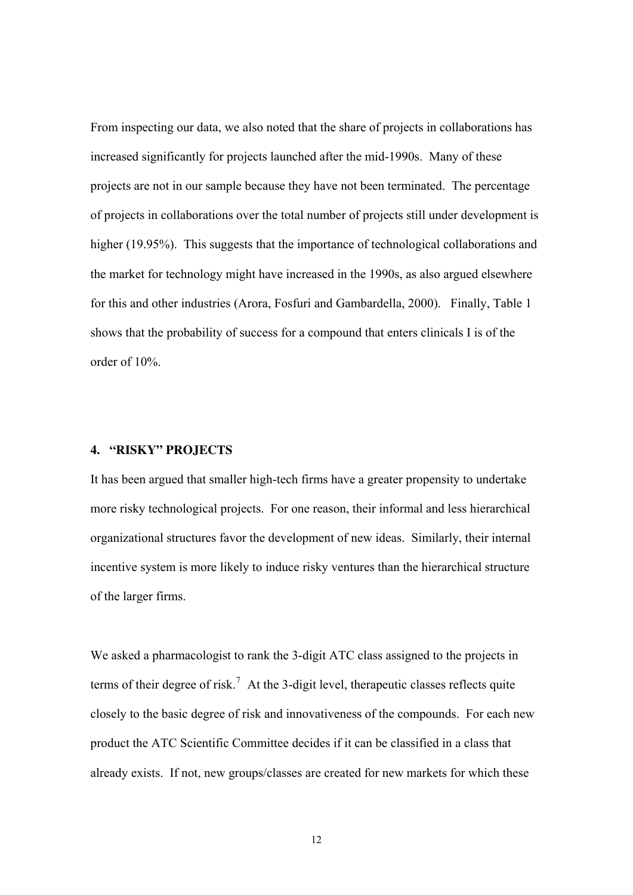From inspecting our data, we also noted that the share of projects in collaborations has increased significantly for projects launched after the mid-1990s. Many of these projects are not in our sample because they have not been terminated. The percentage of projects in collaborations over the total number of projects still under development is higher (19.95%). This suggests that the importance of technological collaborations and the market for technology might have increased in the 1990s, as also argued elsewhere for this and other industries (Arora, Fosfuri and Gambardella, 2000). Finally, Table 1 shows that the probability of success for a compound that enters clinicals I is of the order of 10%.

## 4. "RISKY" PROJECTS

It has been argued that smaller high-tech firms have a greater propensity to undertake more risky technological projects. For one reason, their informal and less hierarchical organizational structures favor the development of new ideas. Similarly, their internal incentive system is more likely to induce risky ventures than the hierarchical structure of the larger firms.

We asked a pharmacologist to rank the 3-digit ATC class assigned to the projects in terms of their degree of risk.[7] At the 3-digit level, therapeutic classes reflects quite closely to the basic degree of risk and innovativeness of the compounds. For each new product the ATC Scientific Committee decides if it can be classified in a class that already exists. If not, new groups/classes are created for new markets for which these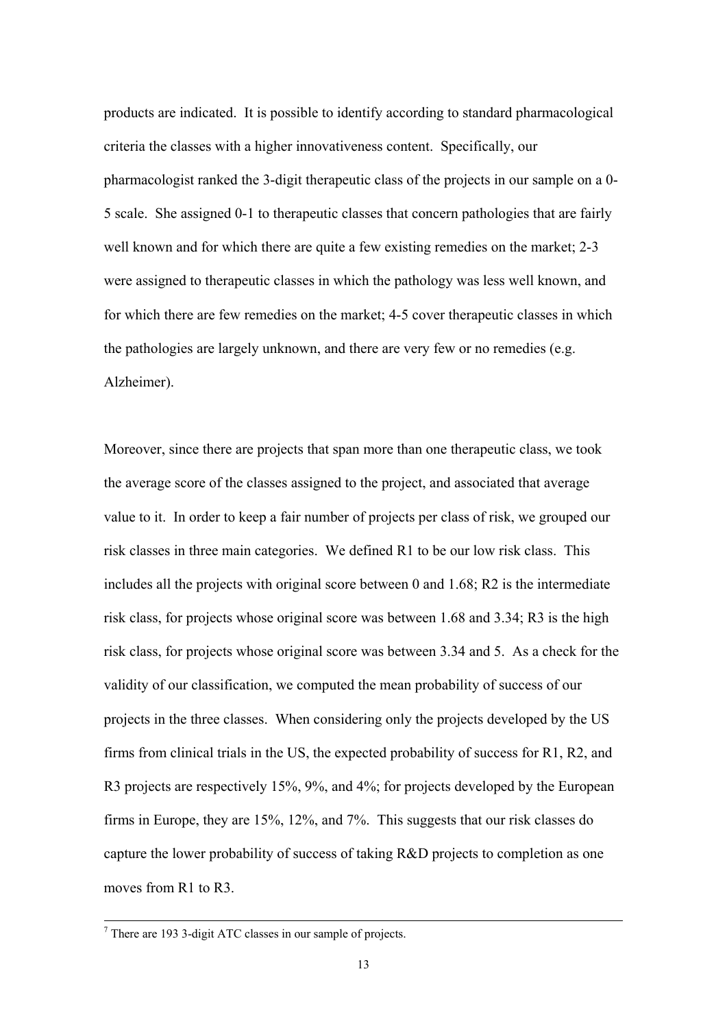products are indicated. It is possible to identify according to standard pharmacological criteria the classes with a higher innovativeness content. Specifically, our pharmacologist ranked the 3-digit therapeutic class of the projects in our sample on a 0-5 scale. She assigned 0-1 to therapeutic classes that concern pathologies that are fairly well known and for which there are quite a few existing remedies on the market; 2-3 were assigned to therapeutic classes in which the pathology was less well known, and for which there are few remedies on the market; 4-5 cover therapeutic classes in which the pathologies are largely unknown, and there are very few or no remedies (e.g. Alzheimer).

Moreover, since there are projects that span more than one therapeutic class, we took the average score of the classes assigned to the project, and associated that average value to it. In order to keep a fair number of projects per class of risk, we grouped our risk classes in three main categories. We defined R1 to be our low risk class. This includes all the projects with original score between 0 and 1.68; R2 is the intermediate risk class, for projects whose original score was between 1.68 and 3.34; R3 is the high risk class, for projects whose original score was between 3.34 and 5. As a check for the validity of our classification, we computed the mean probability of success of our projects in the three classes. When considering only the projects developed by the US firms from clinical trials in the US, the expected probability of success for R1, R2, and R3 projects are respectively 15%, 9%, and 4%; for projects developed by the European firms in Europe, they are 15%, 12%, and 7%. This suggests that our risk classes do capture the lower probability of success of taking R&D projects to completion as one moves from R1 to R3.

---

[7] There are 193 3-digit ATC classes in our sample of projects.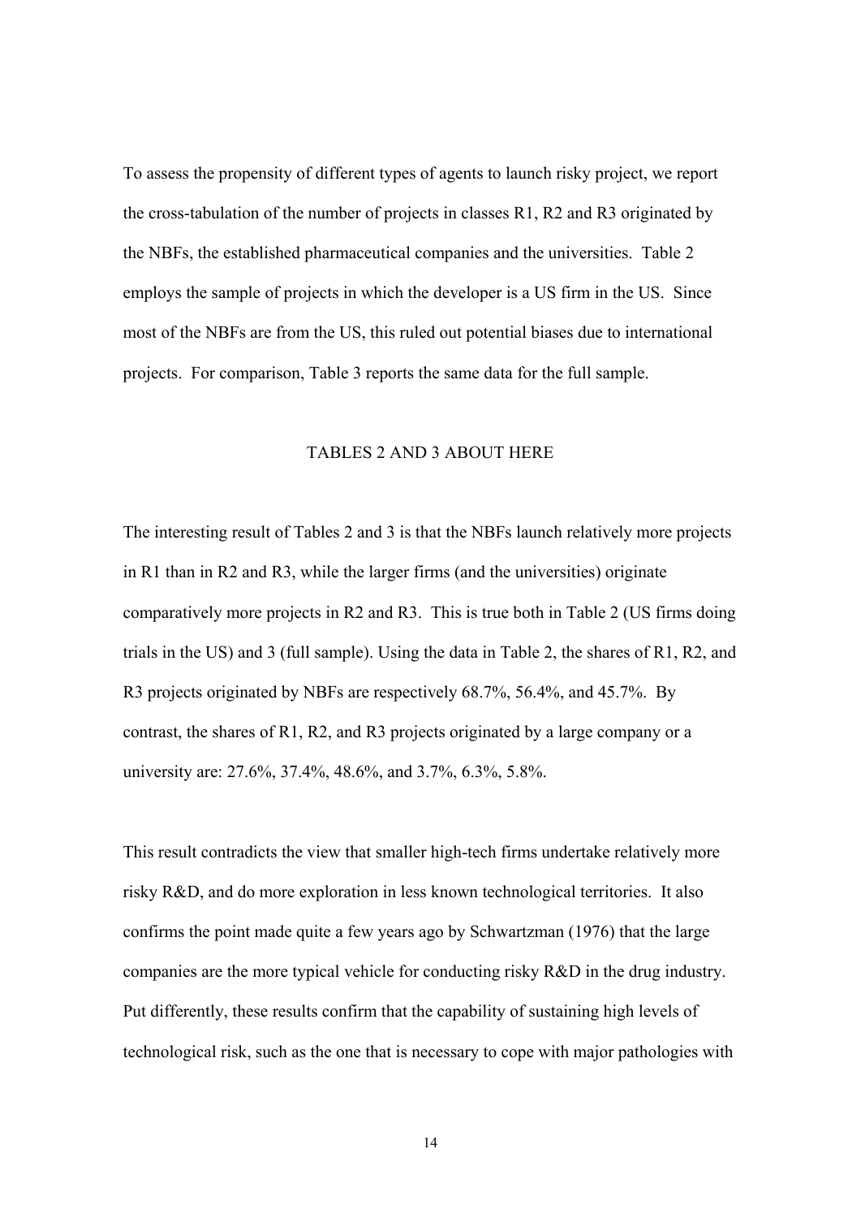To assess the propensity of different types of agents to launch risky project, we report the cross-tabulation of the number of projects in classes R1, R2 and R3 originated by the NBFs, the established pharmaceutical companies and the universities. Table 2 employs the sample of projects in which the developer is a US firm in the US. Since most of the NBFs are from the US, this ruled out potential biases due to international projects. For comparison, Table 3 reports the same data for the full sample.

TABLES 2 AND 3 ABOUT HERE

The interesting result of Tables 2 and 3 is that the NBFs launch relatively more projects in R1 than in R2 and R3, while the larger firms (and the universities) originate comparatively more projects in R2 and R3. This is true both in Table 2 (US firms doing trials in the US) and 3 (full sample). Using the data in Table 2, the shares of R1, R2, and R3 projects originated by NBFs are respectively 68.7%, 56.4%, and 45.7%. By contrast, the shares of R1, R2, and R3 projects originated by a large company or a university are: 27.6%, 37.4%, 48.6%, and 3.7%, 6.3%, 5.8%.

This result contradicts the view that smaller high-tech firms undertake relatively more risky R&D, and do more exploration in less known technological territories. It also confirms the point made quite a few years ago by Schwartzman (1976) that the large companies are the more typical vehicle for conducting risky R&D in the drug industry. Put differently, these results confirm that the capability of sustaining high levels of technological risk, such as the one that is necessary to cope with major pathologies with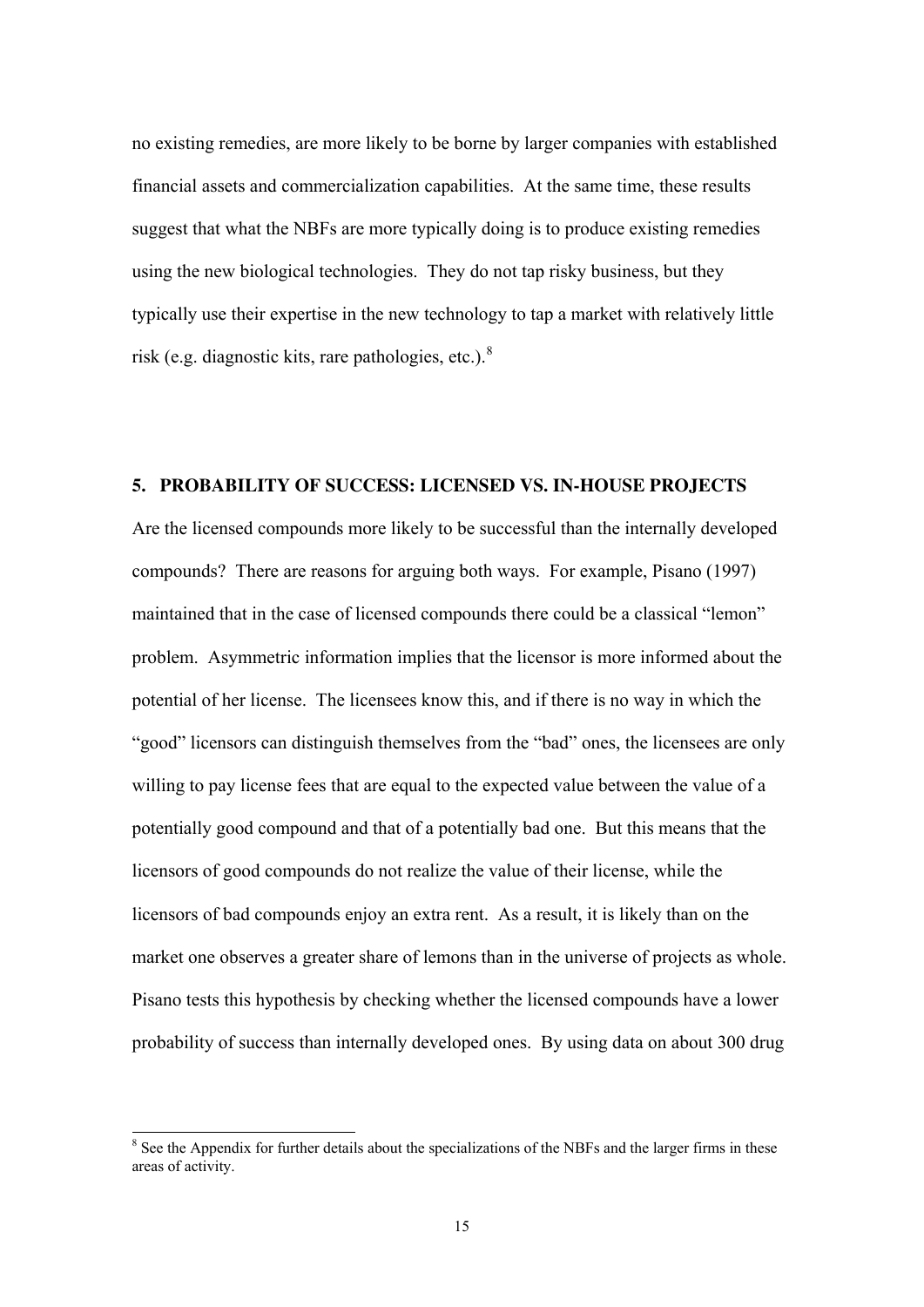no existing remedies, are more likely to be borne by larger companies with established financial assets and commercialization capabilities. At the same time, these results suggest that what the NBFs are more typically doing is to produce existing remedies using the new biological technologies. They do not tap risky business, but they typically use their expertise in the new technology to tap a market with relatively little risk (e.g. diagnostic kits, rare pathologies, etc.).[8]

## 5. PROBABILITY OF SUCCESS: LICENSED VS. IN-HOUSE PROJECTS

Are the licensed compounds more likely to be successful than the internally developed compounds? There are reasons for arguing both ways. For example, Pisano (1997) maintained that in the case of licensed compounds there could be a classical "lemon" problem. Asymmetric information implies that the licensor is more informed about the potential of her license. The licensees know this, and if there is no way in which the "good" licensors can distinguish themselves from the "bad" ones, the licensees are only willing to pay license fees that are equal to the expected value between the value of a potentially good compound and that of a potentially bad one. But this means that the licensors of good compounds do not realize the value of their license, while the licensors of bad compounds enjoy an extra rent. As a result, it is likely than on the market one observes a greater share of lemons than in the universe of projects as whole. Pisano tests this hypothesis by checking whether the licensed compounds have a lower probability of success than internally developed ones. By using data on about 300 drug

[8] See the Appendix for further details about the specializations of the NBFs and the larger firms in these areas of activity.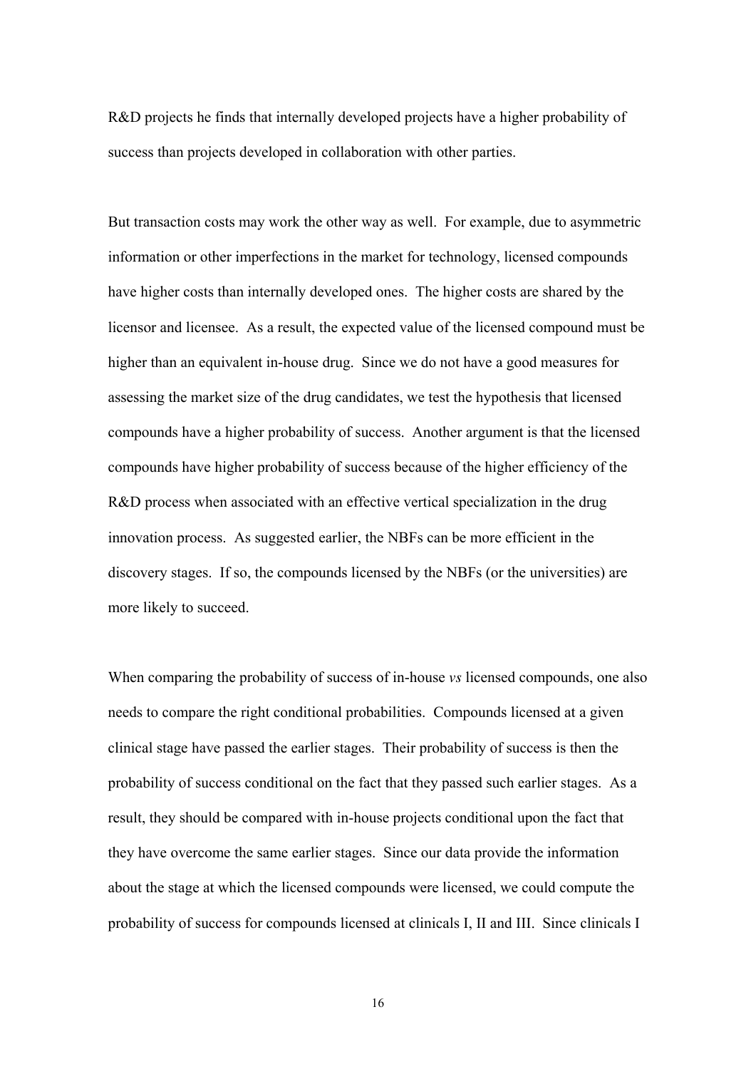R&D projects he finds that internally developed projects have a higher probability of success than projects developed in collaboration with other parties.

But transaction costs may work the other way as well. For example, due to asymmetric information or other imperfections in the market for technology, licensed compounds have higher costs than internally developed ones. The higher costs are shared by the licensor and licensee. As a result, the expected value of the licensed compound must be higher than an equivalent in-house drug. Since we do not have a good measures for assessing the market size of the drug candidates, we test the hypothesis that licensed compounds have a higher probability of success. Another argument is that the licensed compounds have higher probability of success because of the higher efficiency of the R&D process when associated with an effective vertical specialization in the drug innovation process. As suggested earlier, the NBFs can be more efficient in the discovery stages. If so, the compounds licensed by the NBFs (or the universities) are more likely to succeed.

When comparing the probability of success of in-house *vs* licensed compounds, one also needs to compare the right conditional probabilities. Compounds licensed at a given clinical stage have passed the earlier stages. Their probability of success is then the probability of success conditional on the fact that they passed such earlier stages. As a result, they should be compared with in-house projects conditional upon the fact that they have overcome the same earlier stages. Since our data provide the information about the stage at which the licensed compounds were licensed, we could compute the probability of success for compounds licensed at clinicals I, II and III. Since clinicals I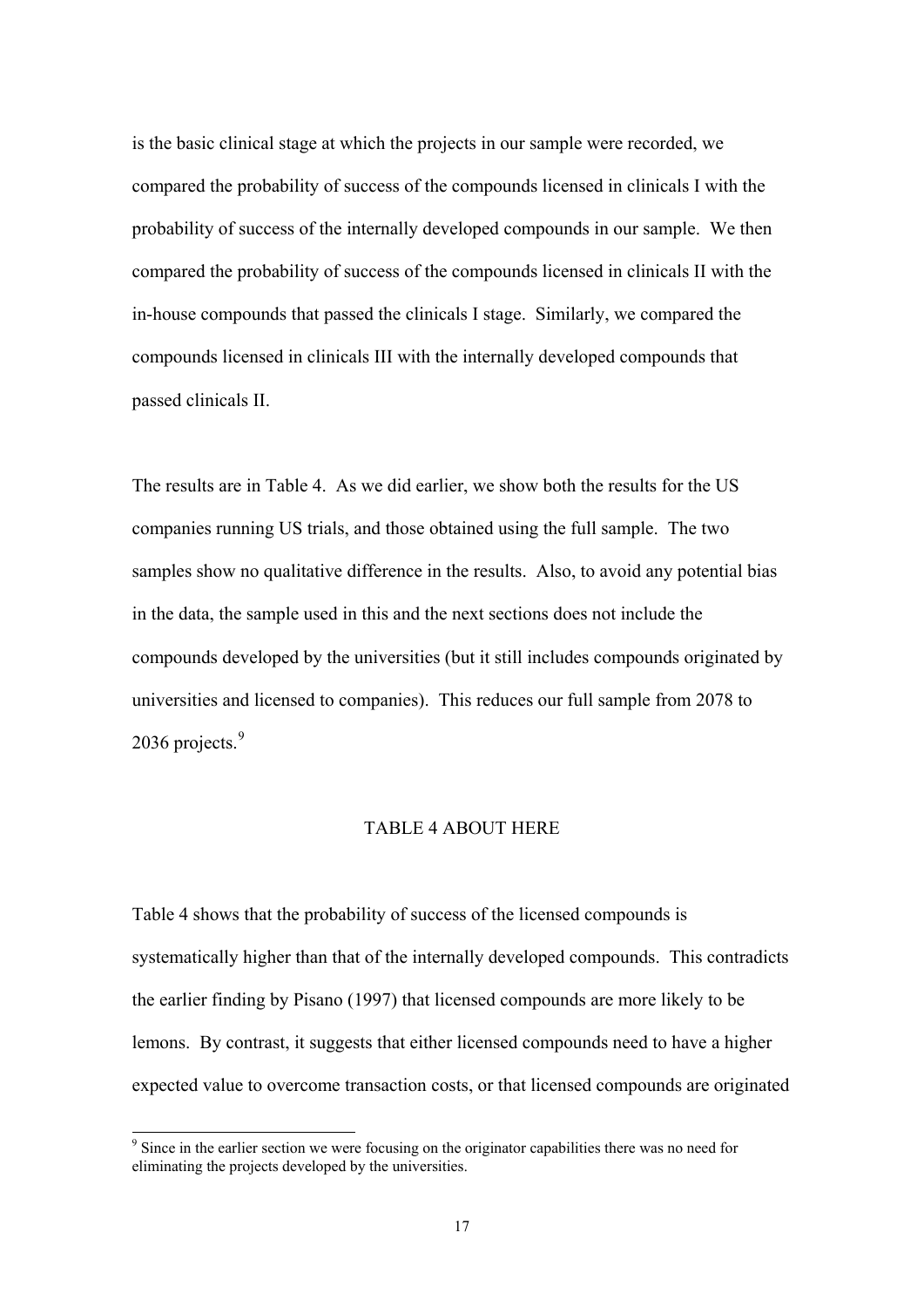is the basic clinical stage at which the projects in our sample were recorded, we compared the probability of success of the compounds licensed in clinicals I with the probability of success of the internally developed compounds in our sample. We then compared the probability of success of the compounds licensed in clinicals II with the in-house compounds that passed the clinicals I stage. Similarly, we compared the compounds licensed in clinicals III with the internally developed compounds that passed clinicals II.

The results are in Table 4. As we did earlier, we show both the results for the US companies running US trials, and those obtained using the full sample. The two samples show no qualitative difference in the results. Also, to avoid any potential bias in the data, the sample used in this and the next sections does not include the compounds developed by the universities (but it still includes compounds originated by universities and licensed to companies). This reduces our full sample from 2078 to 2036 projects.[9]

TABLE 4 ABOUT HERE

Table 4 shows that the probability of success of the licensed compounds is systematically higher than that of the internally developed compounds. This contradicts the earlier finding by Pisano (1997) that licensed compounds are more likely to be lemons. By contrast, it suggests that either licensed compounds need to have a higher expected value to overcome transaction costs, or that licensed compounds are originated

[9] Since in the earlier section we were focusing on the originator capabilities there was no need for eliminating the projects developed by the universities.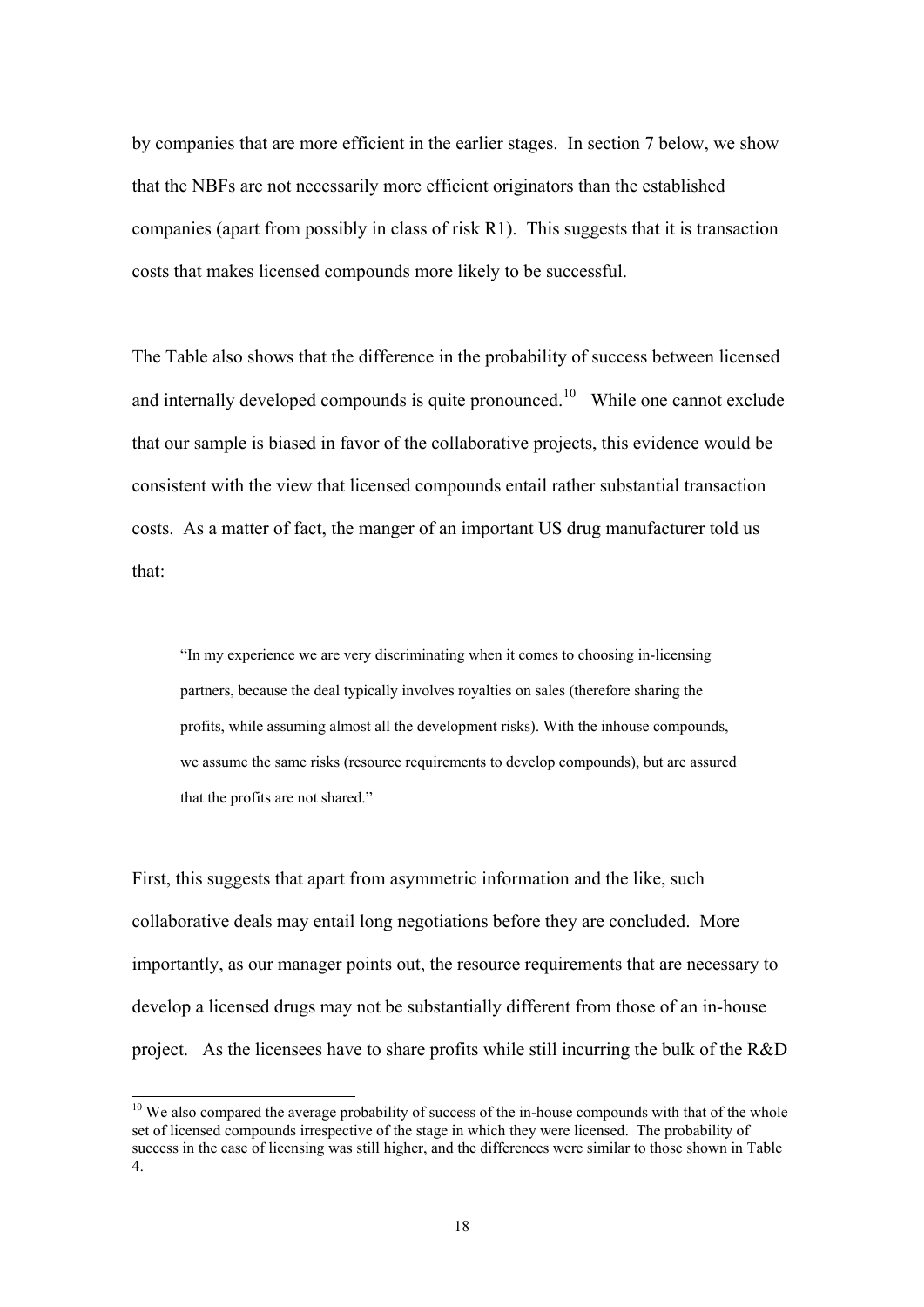by companies that are more efficient in the earlier stages. In section 7 below, we show that the NBFs are not necessarily more efficient originators than the established companies (apart from possibly in class of risk R1). This suggests that it is transaction costs that makes licensed compounds more likely to be successful.

The Table also shows that the difference in the probability of success between licensed and internally developed compounds is quite pronounced.[10] While one cannot exclude that our sample is biased in favor of the collaborative projects, this evidence would be consistent with the view that licensed compounds entail rather substantial transaction costs. As a matter of fact, the manger of an important US drug manufacturer told us that:

> "In my experience we are very discriminating when it comes to choosing in-licensing partners, because the deal typically involves royalties on sales (therefore sharing the profits, while assuming almost all the development risks). With the inhouse compounds, we assume the same risks (resource requirements to develop compounds), but are assured that the profits are not shared."

First, this suggests that apart from asymmetric information and the like, such collaborative deals may entail long negotiations before they are concluded. More importantly, as our manager points out, the resource requirements that are necessary to develop a licensed drugs may not be substantially different from those of an in-house project. As the licensees have to share profits while still incurring the bulk of the R&D

[10] We also compared the average probability of success of the in-house compounds with that of the whole set of licensed compounds irrespective of the stage in which they were licensed. The probability of success in the case of licensing was still higher, and the differences were similar to those shown in Table 4.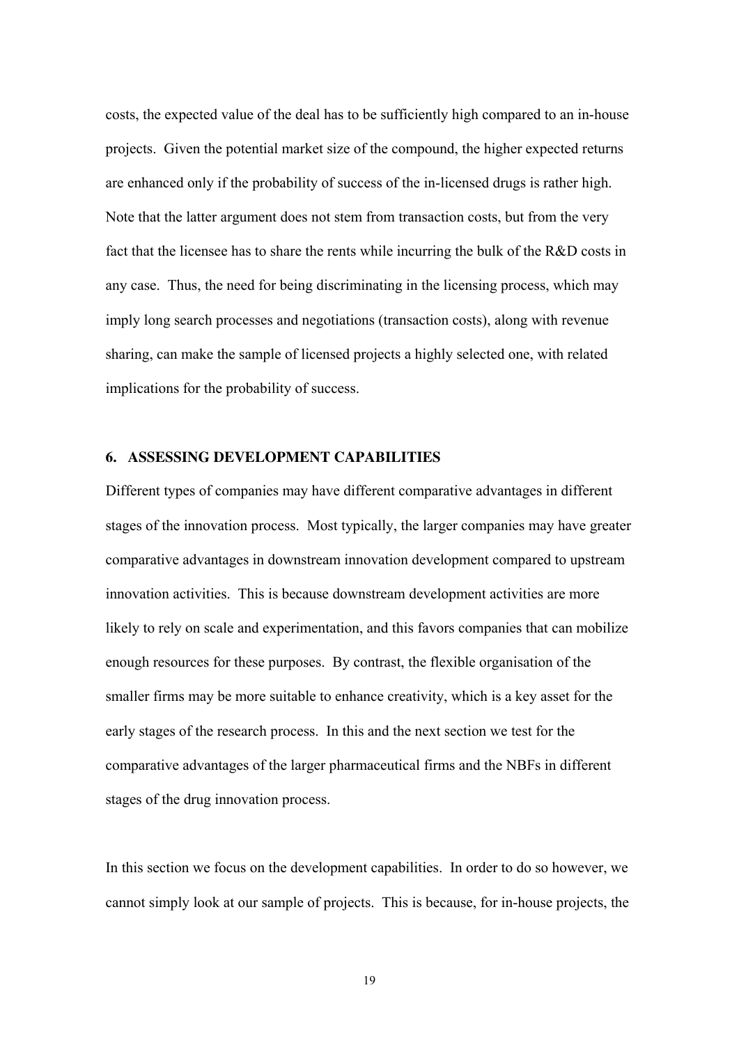costs, the expected value of the deal has to be sufficiently high compared to an in-house projects. Given the potential market size of the compound, the higher expected returns are enhanced only if the probability of success of the in-licensed drugs is rather high. Note that the latter argument does not stem from transaction costs, but from the very fact that the licensee has to share the rents while incurring the bulk of the R&D costs in any case. Thus, the need for being discriminating in the licensing process, which may imply long search processes and negotiations (transaction costs), along with revenue sharing, can make the sample of licensed projects a highly selected one, with related implications for the probability of success.

## 6. ASSESSING DEVELOPMENT CAPABILITIES

Different types of companies may have different comparative advantages in different stages of the innovation process. Most typically, the larger companies may have greater comparative advantages in downstream innovation development compared to upstream innovation activities. This is because downstream development activities are more likely to rely on scale and experimentation, and this favors companies that can mobilize enough resources for these purposes. By contrast, the flexible organisation of the smaller firms may be more suitable to enhance creativity, which is a key asset for the early stages of the research process. In this and the next section we test for the comparative advantages of the larger pharmaceutical firms and the NBFs in different stages of the drug innovation process.

In this section we focus on the development capabilities. In order to do so however, we cannot simply look at our sample of projects. This is because, for in-house projects, the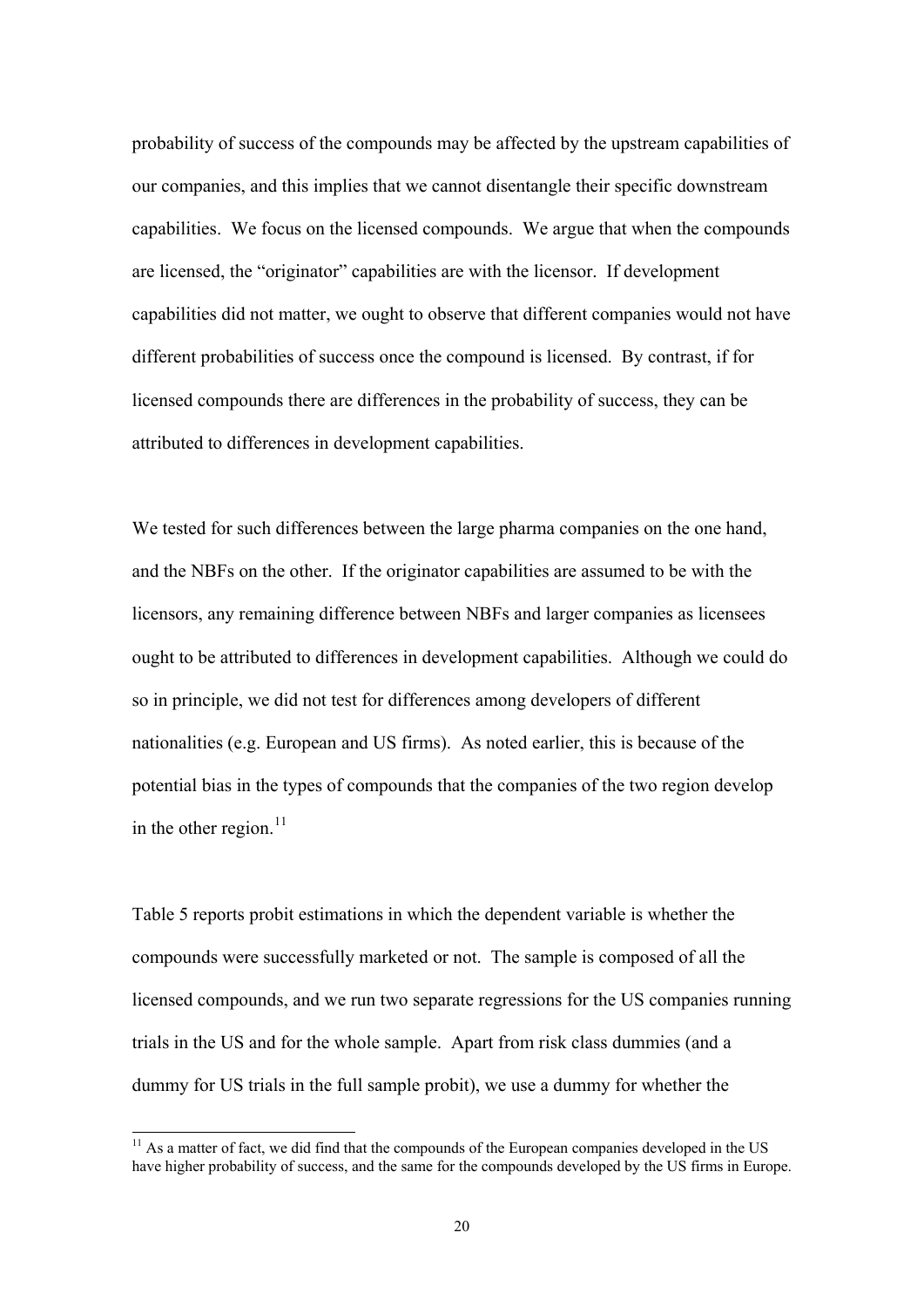probability of success of the compounds may be affected by the upstream capabilities of our companies, and this implies that we cannot disentangle their specific downstream capabilities. We focus on the licensed compounds. We argue that when the compounds are licensed, the "originator" capabilities are with the licensor. If development capabilities did not matter, we ought to observe that different companies would not have different probabilities of success once the compound is licensed. By contrast, if for licensed compounds there are differences in the probability of success, they can be attributed to differences in development capabilities.

We tested for such differences between the large pharma companies on the one hand, and the NBFs on the other. If the originator capabilities are assumed to be with the licensors, any remaining difference between NBFs and larger companies as licensees ought to be attributed to differences in development capabilities. Although we could do so in principle, we did not test for differences among developers of different nationalities (e.g. European and US firms). As noted earlier, this is because of the potential bias in the types of compounds that the companies of the two region develop in the other region.[11]

Table 5 reports probit estimations in which the dependent variable is whether the compounds were successfully marketed or not. The sample is composed of all the licensed compounds, and we run two separate regressions for the US companies running trials in the US and for the whole sample. Apart from risk class dummies (and a dummy for US trials in the full sample probit), we use a dummy for whether the

[11] As a matter of fact, we did find that the compounds of the European companies developed in the US have higher probability of success, and the same for the compounds developed by the US firms in Europe.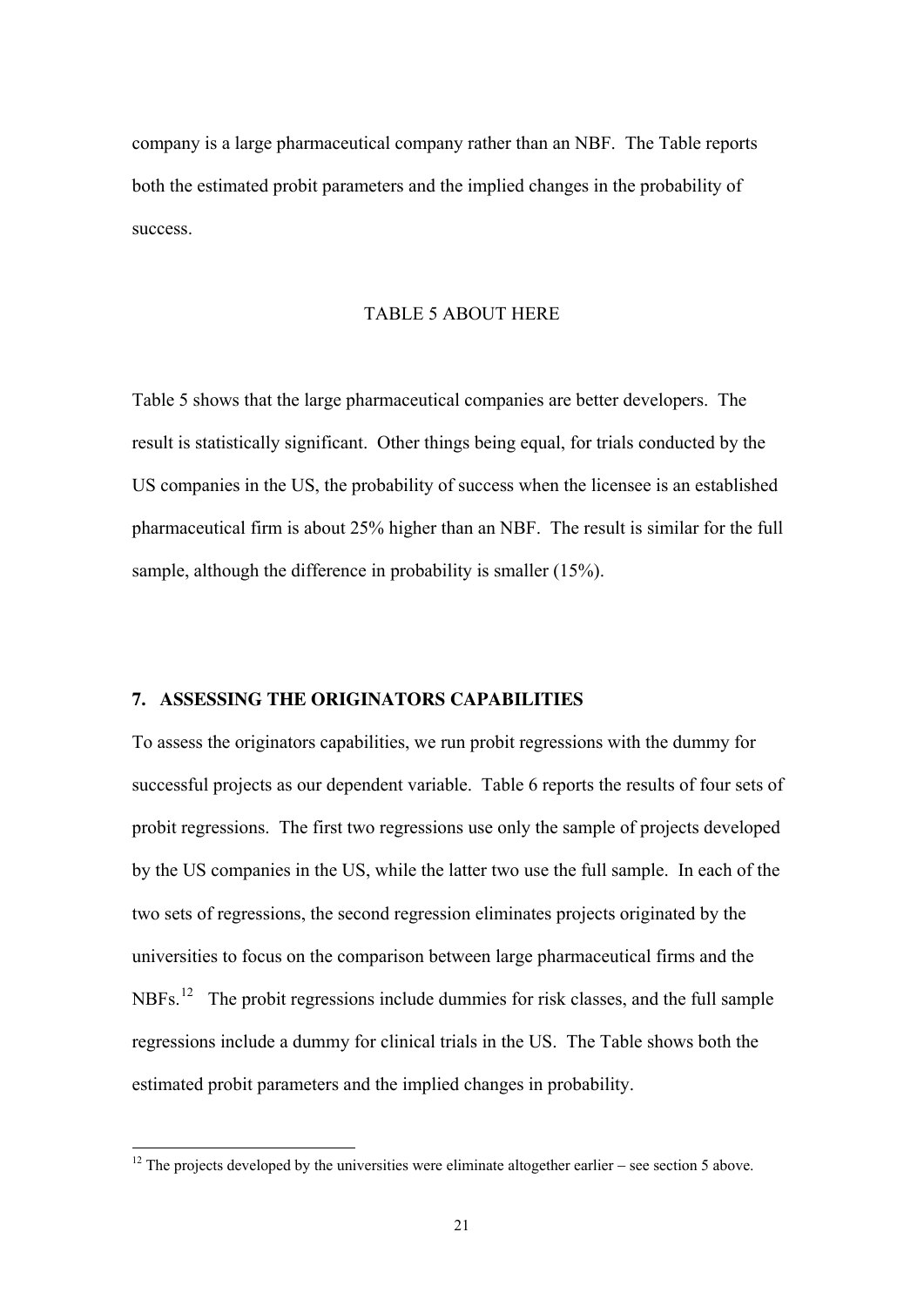company is a large pharmaceutical company rather than an NBF. The Table reports both the estimated probit parameters and the implied changes in the probability of success.

TABLE 5 ABOUT HERE

Table 5 shows that the large pharmaceutical companies are better developers. The result is statistically significant. Other things being equal, for trials conducted by the US companies in the US, the probability of success when the licensee is an established pharmaceutical firm is about 25% higher than an NBF. The result is similar for the full sample, although the difference in probability is smaller (15%).

## 7. ASSESSING THE ORIGINATORS CAPABILITIES

To assess the originators capabilities, we run probit regressions with the dummy for successful projects as our dependent variable. Table 6 reports the results of four sets of probit regressions. The first two regressions use only the sample of projects developed by the US companies in the US, while the latter two use the full sample. In each of the two sets of regressions, the second regression eliminates projects originated by the universities to focus on the comparison between large pharmaceutical firms and the NBFs.[12] The probit regressions include dummies for risk classes, and the full sample regressions include a dummy for clinical trials in the US. The Table shows both the estimated probit parameters and the implied changes in probability.

[12] The projects developed by the universities were eliminate altogether earlier – see section 5 above.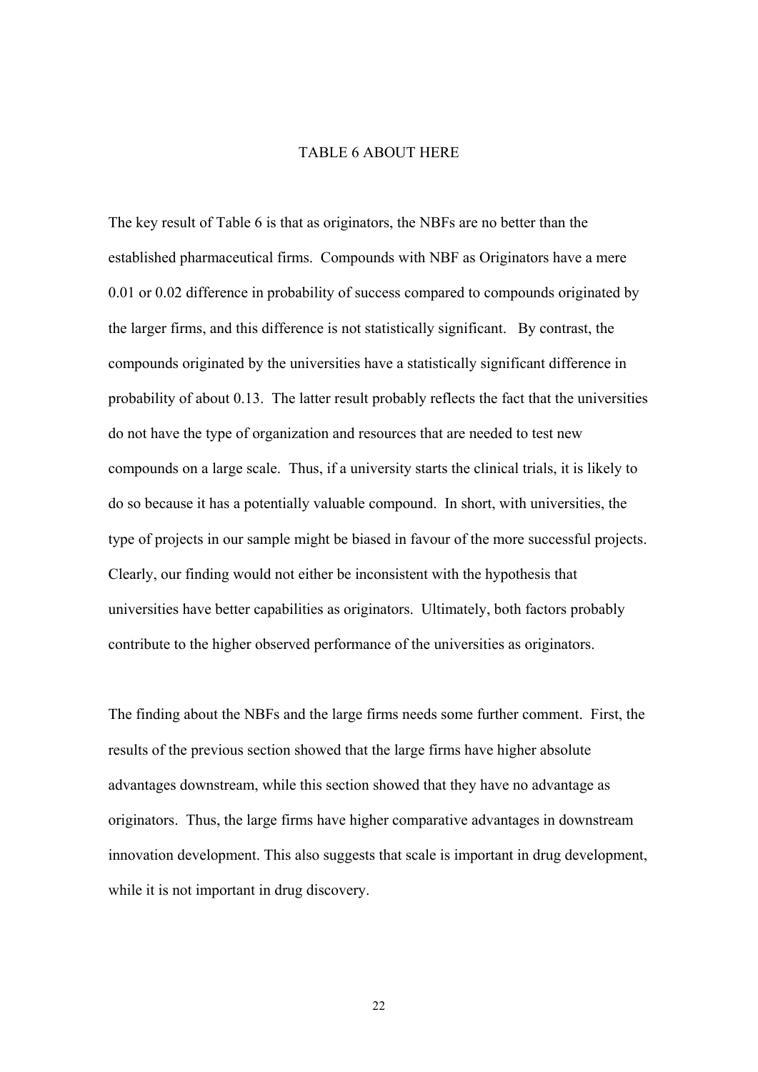TABLE 6 ABOUT HERE

The key result of Table 6 is that as originators, the NBFs are no better than the established pharmaceutical firms. Compounds with NBF as Originators have a mere 0.01 or 0.02 difference in probability of success compared to compounds originated by the larger firms, and this difference is not statistically significant. By contrast, the compounds originated by the universities have a statistically significant difference in probability of about 0.13. The latter result probably reflects the fact that the universities do not have the type of organization and resources that are needed to test new compounds on a large scale. Thus, if a university starts the clinical trials, it is likely to do so because it has a potentially valuable compound. In short, with universities, the type of projects in our sample might be biased in favour of the more successful projects. Clearly, our finding would not either be inconsistent with the hypothesis that universities have better capabilities as originators. Ultimately, both factors probably contribute to the higher observed performance of the universities as originators.

The finding about the NBFs and the large firms needs some further comment. First, the results of the previous section showed that the large firms have higher absolute advantages downstream, while this section showed that they have no advantage as originators. Thus, the large firms have higher comparative advantages in downstream innovation development. This also suggests that scale is important in drug development, while it is not important in drug discovery.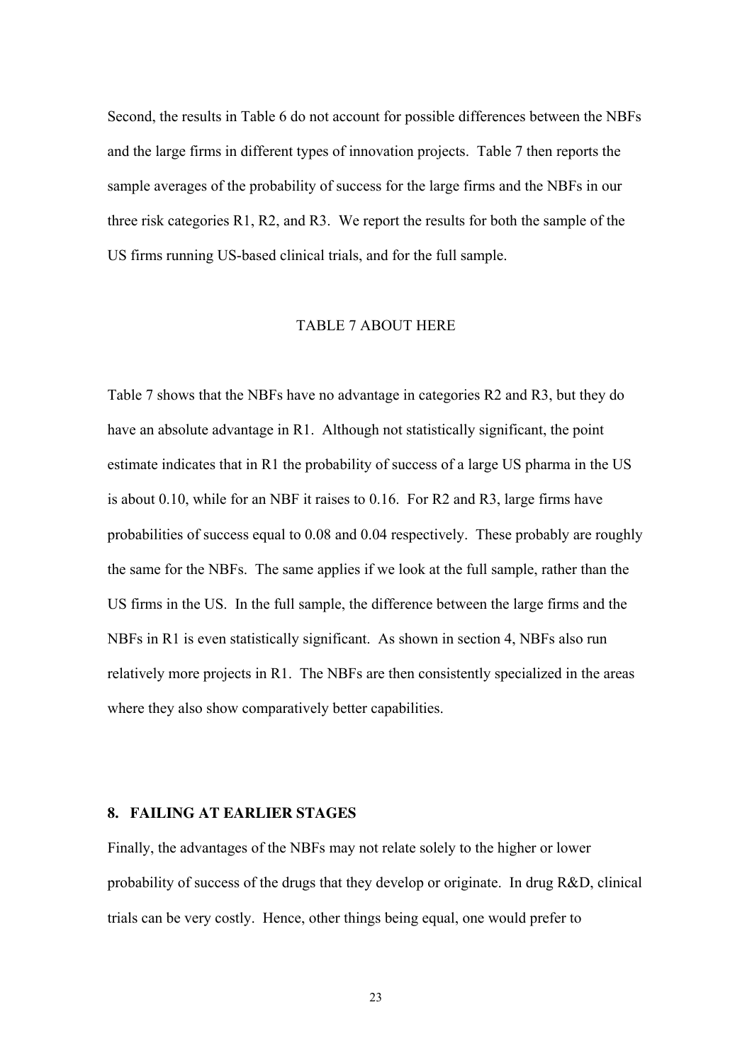Second, the results in Table 6 do not account for possible differences between the NBFs and the large firms in different types of innovation projects. Table 7 then reports the sample averages of the probability of success for the large firms and the NBFs in our three risk categories R1, R2, and R3. We report the results for both the sample of the US firms running US-based clinical trials, and for the full sample.

TABLE 7 ABOUT HERE

Table 7 shows that the NBFs have no advantage in categories R2 and R3, but they do have an absolute advantage in R1. Although not statistically significant, the point estimate indicates that in R1 the probability of success of a large US pharma in the US is about 0.10, while for an NBF it raises to 0.16. For R2 and R3, large firms have probabilities of success equal to 0.08 and 0.04 respectively. These probably are roughly the same for the NBFs. The same applies if we look at the full sample, rather than the US firms in the US. In the full sample, the difference between the large firms and the NBFs in R1 is even statistically significant. As shown in section 4, NBFs also run relatively more projects in R1. The NBFs are then consistently specialized in the areas where they also show comparatively better capabilities.

## 8. FAILING AT EARLIER STAGES

Finally, the advantages of the NBFs may not relate solely to the higher or lower probability of success of the drugs that they develop or originate. In drug R&D, clinical trials can be very costly. Hence, other things being equal, one would prefer to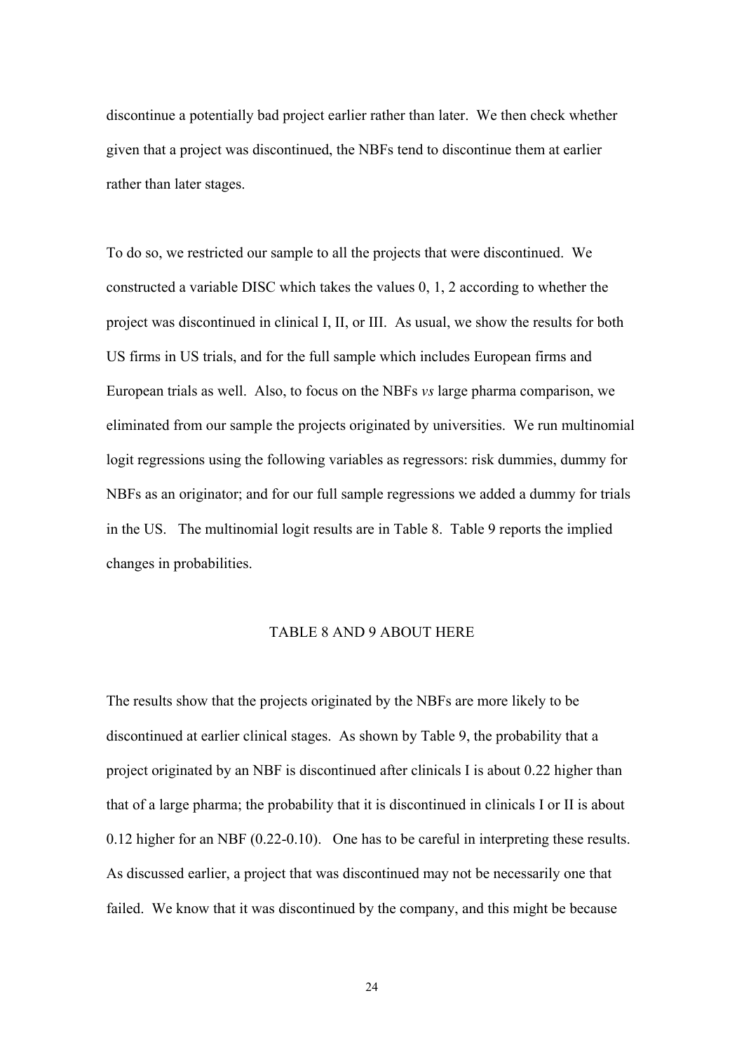discontinue a potentially bad project earlier rather than later. We then check whether given that a project was discontinued, the NBFs tend to discontinue them at earlier rather than later stages.

To do so, we restricted our sample to all the projects that were discontinued. We constructed a variable DISC which takes the values 0, 1, 2 according to whether the project was discontinued in clinical I, II, or III. As usual, we show the results for both US firms in US trials, and for the full sample which includes European firms and European trials as well. Also, to focus on the NBFs *vs* large pharma comparison, we eliminated from our sample the projects originated by universities. We run multinomial logit regressions using the following variables as regressors: risk dummies, dummy for NBFs as an originator; and for our full sample regressions we added a dummy for trials in the US. The multinomial logit results are in Table 8. Table 9 reports the implied changes in probabilities.

TABLE 8 AND 9 ABOUT HERE

The results show that the projects originated by the NBFs are more likely to be discontinued at earlier clinical stages. As shown by Table 9, the probability that a project originated by an NBF is discontinued after clinicals I is about 0.22 higher than that of a large pharma; the probability that it is discontinued in clinicals I or II is about 0.12 higher for an NBF (0.22-0.10). One has to be careful in interpreting these results. As discussed earlier, a project that was discontinued may not be necessarily one that failed. We know that it was discontinued by the company, and this might be because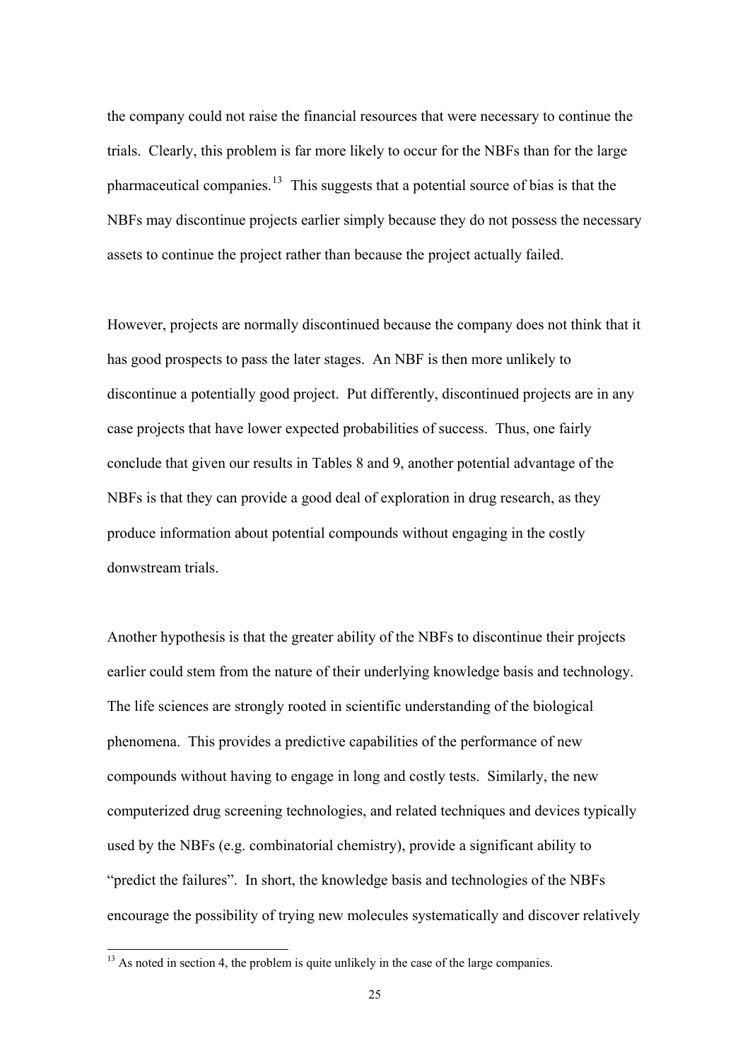the company could not raise the financial resources that were necessary to continue the trials. Clearly, this problem is far more likely to occur for the NBFs than for the large pharmaceutical companies.[13] This suggests that a potential source of bias is that the NBFs may discontinue projects earlier simply because they do not possess the necessary assets to continue the project rather than because the project actually failed.

However, projects are normally discontinued because the company does not think that it has good prospects to pass the later stages. An NBF is then more unlikely to discontinue a potentially good project. Put differently, discontinued projects are in any case projects that have lower expected probabilities of success. Thus, one fairly conclude that given our results in Tables 8 and 9, another potential advantage of the NBFs is that they can provide a good deal of exploration in drug research, as they produce information about potential compounds without engaging in the costly donwstream trials.

Another hypothesis is that the greater ability of the NBFs to discontinue their projects earlier could stem from the nature of their underlying knowledge basis and technology. The life sciences are strongly rooted in scientific understanding of the biological phenomena. This provides a predictive capabilities of the performance of new compounds without having to engage in long and costly tests. Similarly, the new computerized drug screening technologies, and related techniques and devices typically used by the NBFs (e.g. combinatorial chemistry), provide a significant ability to "predict the failures". In short, the knowledge basis and technologies of the NBFs encourage the possibility of trying new molecules systematically and discover relatively

[13] As noted in section 4, the problem is quite unlikely in the case of the large companies.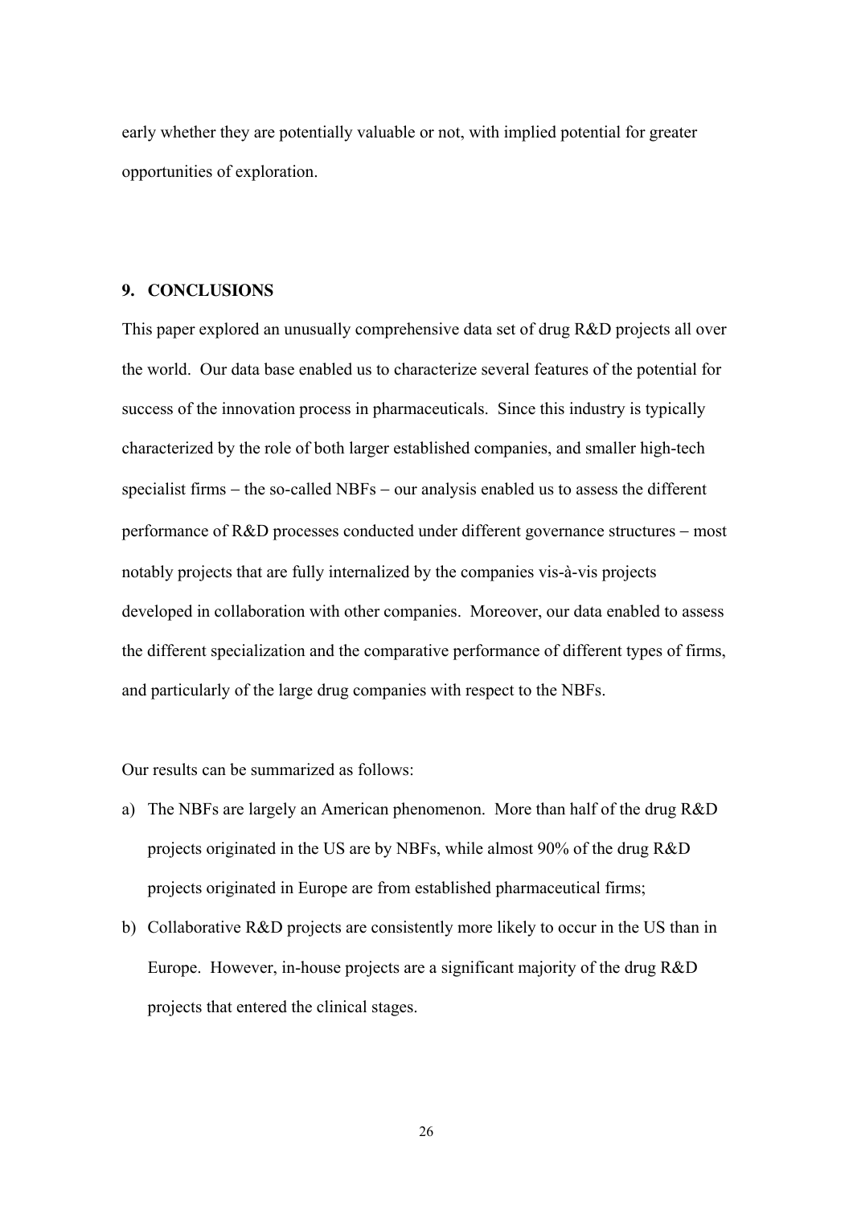early whether they are potentially valuable or not, with implied potential for greater opportunities of exploration.

## 9. CONCLUSIONS

This paper explored an unusually comprehensive data set of drug R&D projects all over the world. Our data base enabled us to characterize several features of the potential for success of the innovation process in pharmaceuticals. Since this industry is typically characterized by the role of both larger established companies, and smaller high-tech specialist firms – the so-called NBFs – our analysis enabled us to assess the different performance of R&D processes conducted under different governance structures – most notably projects that are fully internalized by the companies vis-à-vis projects developed in collaboration with other companies. Moreover, our data enabled to assess the different specialization and the comparative performance of different types of firms, and particularly of the large drug companies with respect to the NBFs.

Our results can be summarized as follows:

a) The NBFs are largely an American phenomenon. More than half of the drug R&D projects originated in the US are by NBFs, while almost 90% of the drug R&D projects originated in Europe are from established pharmaceutical firms;

b) Collaborative R&D projects are consistently more likely to occur in the US than in Europe. However, in-house projects are a significant majority of the drug R&D projects that entered the clinical stages.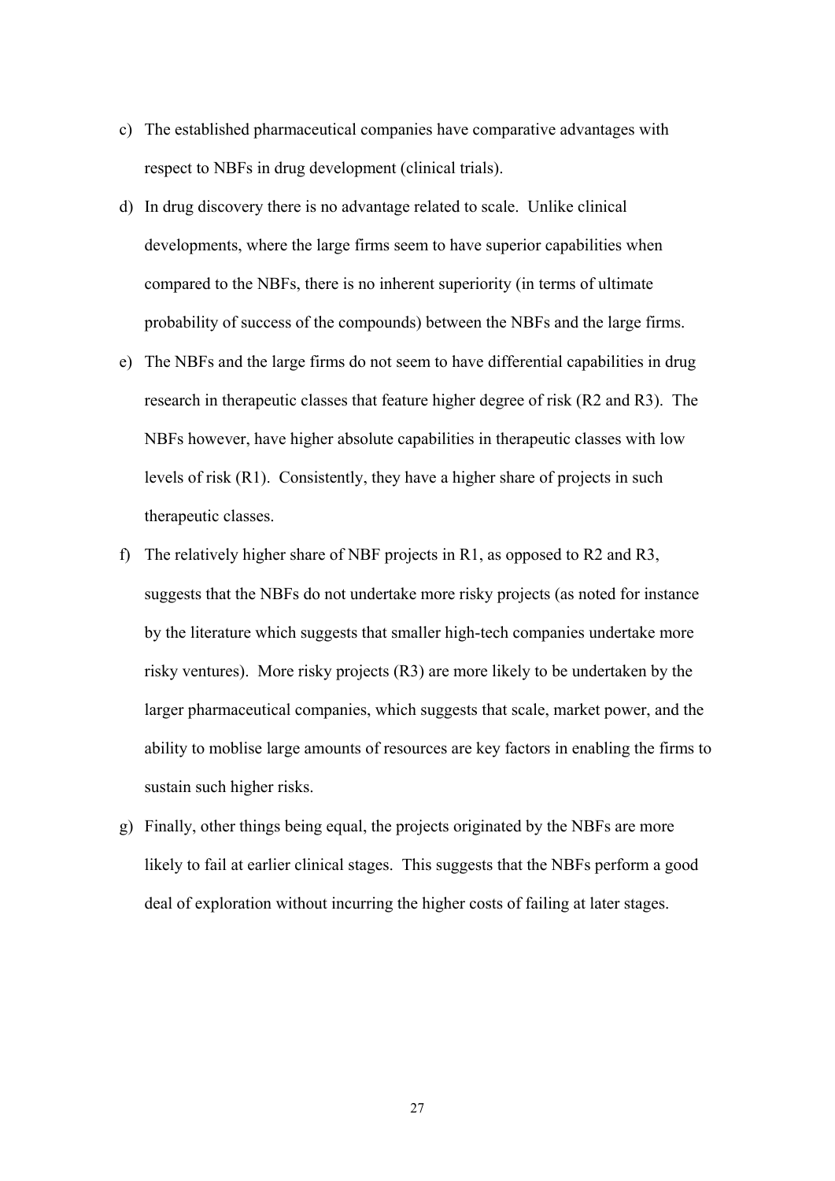c) The established pharmaceutical companies have comparative advantages with respect to NBFs in drug development (clinical trials).

d) In drug discovery there is no advantage related to scale. Unlike clinical developments, where the large firms seem to have superior capabilities when compared to the NBFs, there is no inherent superiority (in terms of ultimate probability of success of the compounds) between the NBFs and the large firms.

e) The NBFs and the large firms do not seem to have differential capabilities in drug research in therapeutic classes that feature higher degree of risk (R2 and R3). The NBFs however, have higher absolute capabilities in therapeutic classes with low levels of risk (R1). Consistently, they have a higher share of projects in such therapeutic classes.

f) The relatively higher share of NBF projects in R1, as opposed to R2 and R3, suggests that the NBFs do not undertake more risky projects (as noted for instance by the literature which suggests that smaller high-tech companies undertake more risky ventures). More risky projects (R3) are more likely to be undertaken by the larger pharmaceutical companies, which suggests that scale, market power, and the ability to moblise large amounts of resources are key factors in enabling the firms to sustain such higher risks.

g) Finally, other things being equal, the projects originated by the NBFs are more likely to fail at earlier clinical stages. This suggests that the NBFs perform a good deal of exploration without incurring the higher costs of failing at later stages.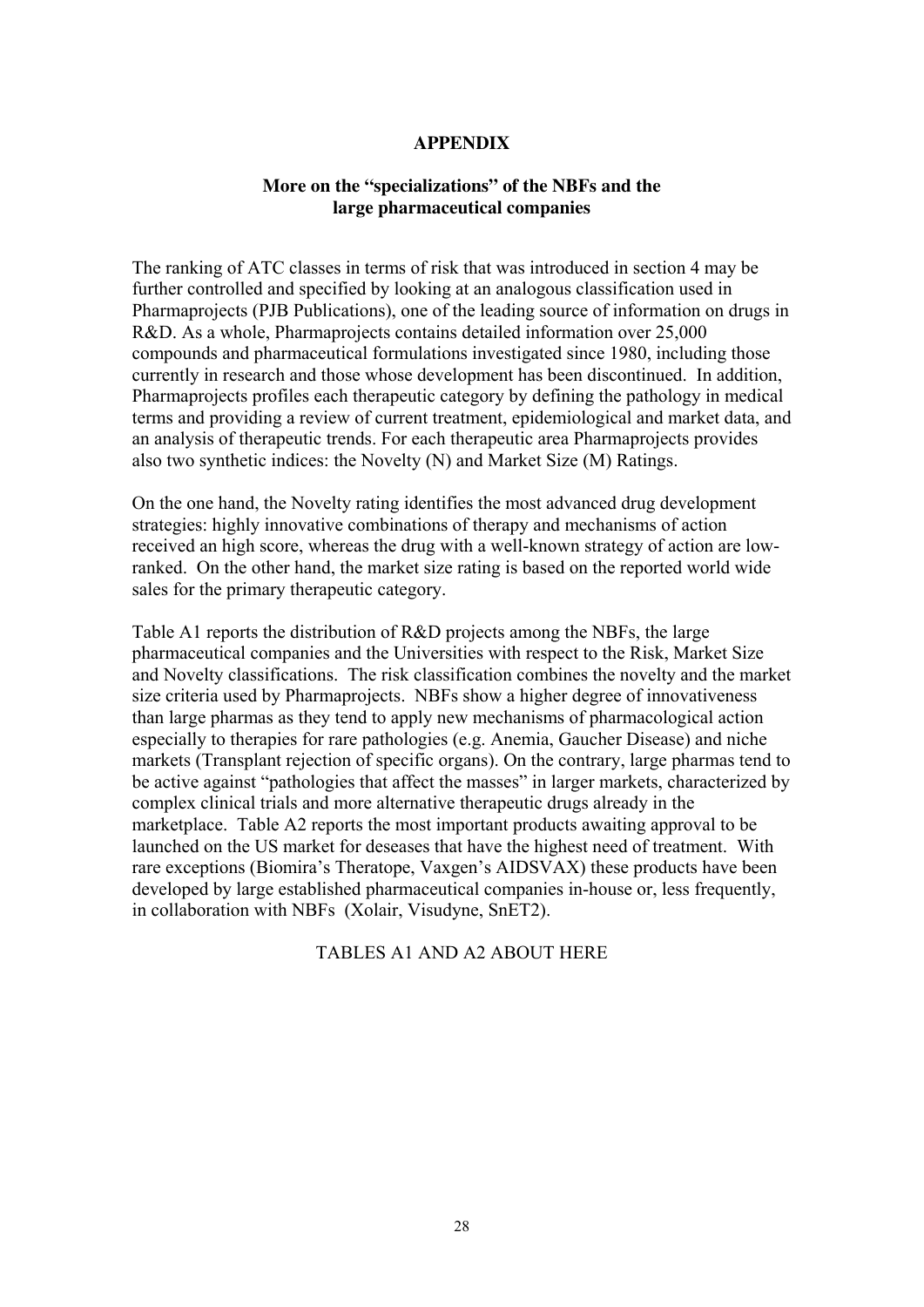# APPENDIX

## More on the "specializations" of the NBFs and the large pharmaceutical companies

The ranking of ATC classes in terms of risk that was introduced in section 4 may be further controlled and specified by looking at an analogous classification used in Pharmaprojects (PJB Publications), one of the leading source of information on drugs in R&D. As a whole, Pharmaprojects contains detailed information over 25,000 compounds and pharmaceutical formulations investigated since 1980, including those currently in research and those whose development has been discontinued. In addition, Pharmaprojects profiles each therapeutic category by defining the pathology in medical terms and providing a review of current treatment, epidemiological and market data, and an analysis of therapeutic trends. For each therapeutic area Pharmaprojects provides also two synthetic indices: the Novelty (N) and Market Size (M) Ratings.

On the one hand, the Novelty rating identifies the most advanced drug development strategies: highly innovative combinations of therapy and mechanisms of action received an high score, whereas the drug with a well-known strategy of action are low-ranked. On the other hand, the market size rating is based on the reported world wide sales for the primary therapeutic category.

Table A1 reports the distribution of R&D projects among the NBFs, the large pharmaceutical companies and the Universities with respect to the Risk, Market Size and Novelty classifications. The risk classification combines the novelty and the market size criteria used by Pharmaprojects. NBFs show a higher degree of innovativeness than large pharmas as they tend to apply new mechanisms of pharmacological action especially to therapies for rare pathologies (e.g. Anemia, Gaucher Disease) and niche markets (Transplant rejection of specific organs). On the contrary, large pharmas tend to be active against "pathologies that affect the masses" in larger markets, characterized by complex clinical trials and more alternative therapeutic drugs already in the marketplace. Table A2 reports the most important products awaiting approval to be launched on the US market for deseases that have the highest need of treatment. With rare exceptions (Biomira's Theratope, Vaxgen's AIDSVAX) these products have been developed by large established pharmaceutical companies in-house or, less frequently, in collaboration with NBFs (Xolair, Visudyne, SnET2).

TABLES A1 AND A2 ABOUT HERE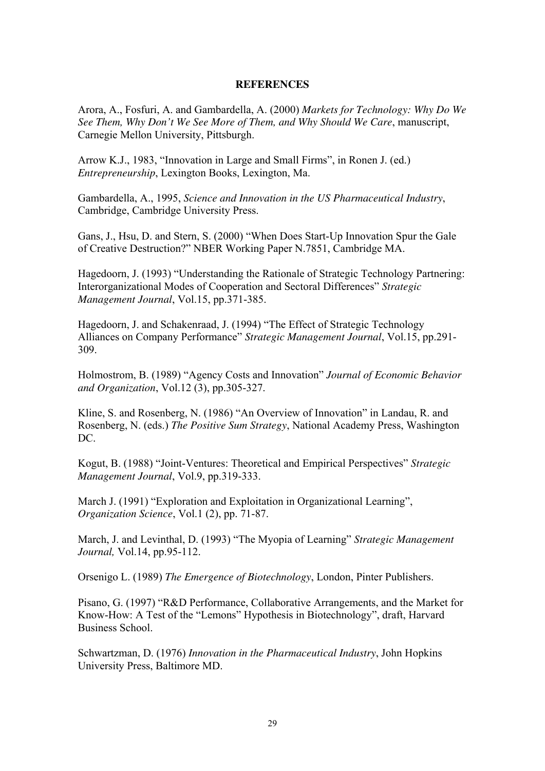## REFERENCES

Arora, A., Fosfuri, A. and Gambardella, A. (2000) *Markets for Technology: Why Do We See Them, Why Don't We See More of Them, and Why Should We Care*, manuscript, Carnegie Mellon University, Pittsburgh.

Arrow K.J., 1983, "Innovation in Large and Small Firms", in Ronen J. (ed.) *Entrepreneurship*, Lexington Books, Lexington, Ma.

Gambardella, A., 1995, *Science and Innovation in the US Pharmaceutical Industry*, Cambridge, Cambridge University Press.

Gans, J., Hsu, D. and Stern, S. (2000) "When Does Start-Up Innovation Spur the Gale of Creative Destruction?" NBER Working Paper N.7851, Cambridge MA.

Hagedoorn, J. (1993) "Understanding the Rationale of Strategic Technology Partnering: Interorganizational Modes of Cooperation and Sectoral Differences" *Strategic Management Journal*, Vol.15, pp.371-385.

Hagedoorn, J. and Schakenraad, J. (1994) "The Effect of Strategic Technology Alliances on Company Performance" *Strategic Management Journal*, Vol.15, pp.291-309.

Holmostrom, B. (1989) "Agency Costs and Innovation" *Journal of Economic Behavior and Organization*, Vol.12 (3), pp.305-327.

Kline, S. and Rosenberg, N. (1986) "An Overview of Innovation" in Landau, R. and Rosenberg, N. (eds.) *The Positive Sum Strategy*, National Academy Press, Washington DC.

Kogut, B. (1988) "Joint-Ventures: Theoretical and Empirical Perspectives" *Strategic Management Journal*, Vol.9, pp.319-333.

March J. (1991) "Exploration and Exploitation in Organizational Learning", *Organization Science*, Vol.1 (2), pp. 71-87.

March, J. and Levinthal, D. (1993) "The Myopia of Learning" *Strategic Management Journal,* Vol.14, pp.95-112.

Orsenigo L. (1989) *The Emergence of Biotechnology*, London, Pinter Publishers.

Pisano, G. (1997) "R&D Performance, Collaborative Arrangements, and the Market for Know-How: A Test of the "Lemons" Hypothesis in Biotechnology", draft, Harvard Business School.

Schwartzman, D. (1976) *Innovation in the Pharmaceutical Industry*, John Hopkins University Press, Baltimore MD.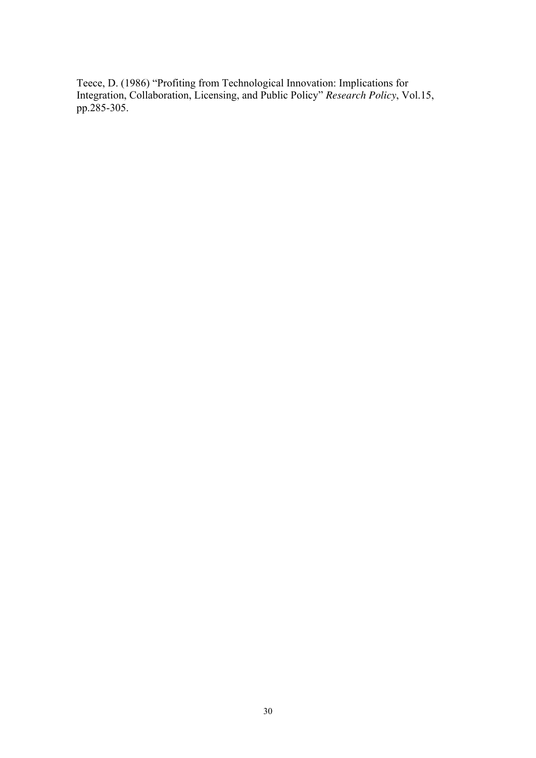Teece, D. (1986) “Profiting from Technological Innovation: Implications for Integration, Collaboration, Licensing, and Public Policy” *Research Policy*, Vol.15, pp.285-305.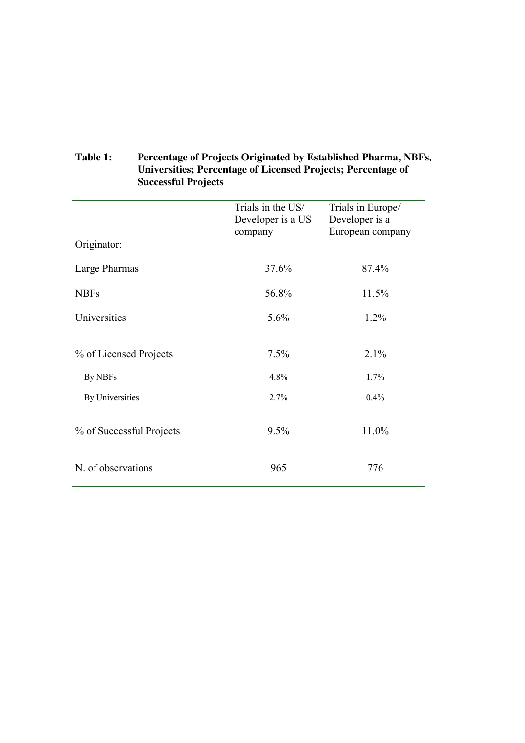**Table 1: Percentage of Projects Originated by Established Pharma, NBFs, Universities; Percentage of Licensed Projects; Percentage of Successful Projects**

| | Trials in the US/ Developer is a US company | Trials in Europe/ Developer is a European company |
|---|---|---|
| Originator: | | |
| Large Pharmas | 37.6% | 87.4% |
| NBFs | 56.8% | 11.5% |
| Universities | 5.6% | 1.2% |
| % of Licensed Projects | 7.5% | 2.1% |
| By NBFs | 4.8% | 1.7% |
| By Universities | 2.7% | 0.4% |
| % of Successful Projects | 9.5% | 11.0% |
| N. of observations | 965 | 776 |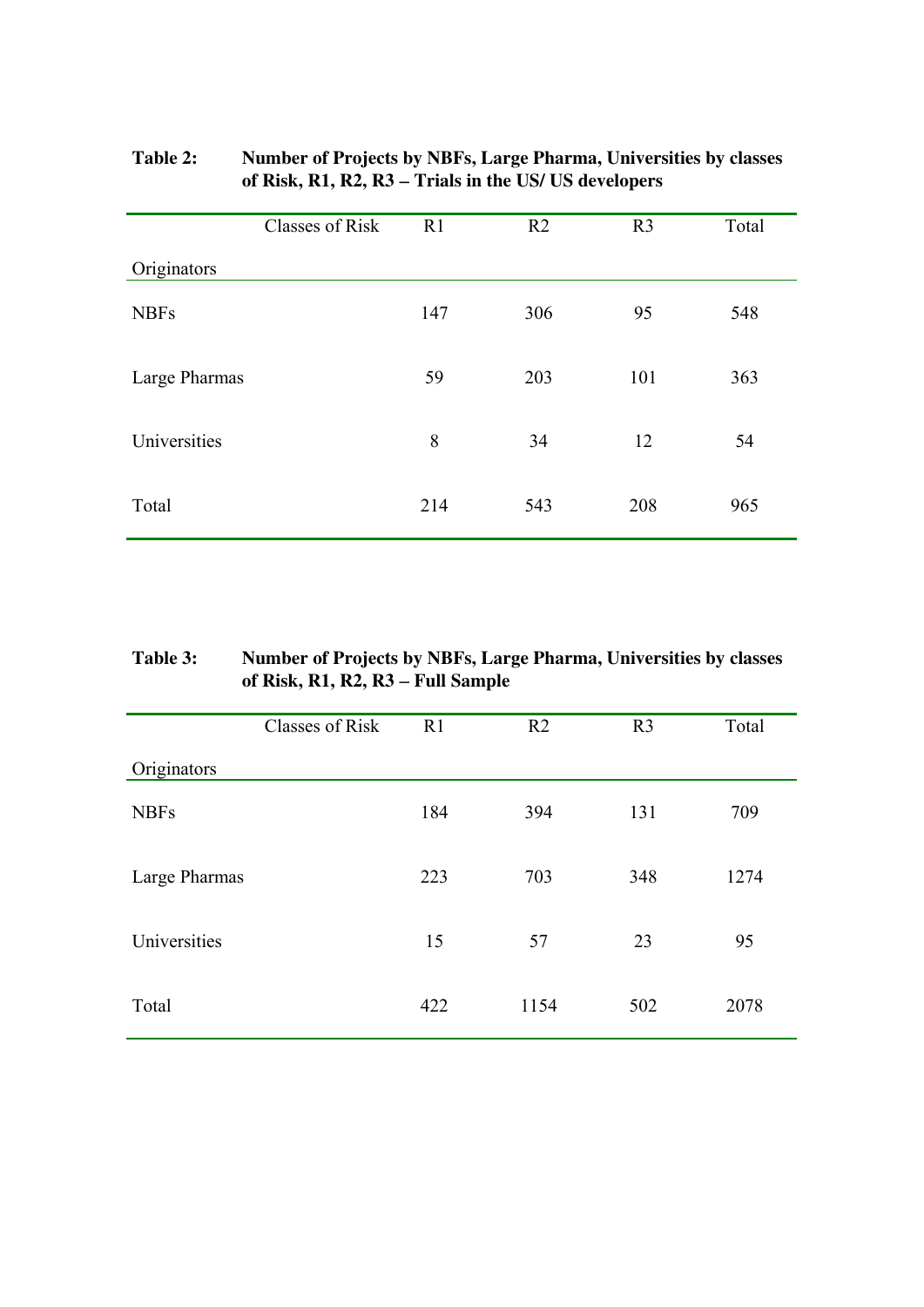**Table 2: Number of Projects by NBFs, Large Pharma, Universities by classes of Risk, R1, R2, R3 – Trials in the US/ US developers**

| Originators | Classes of Risk | R1 | R2 | R3 | Total |
|---|---|---|---|---|---|
| NBFs | | 147 | 306 | 95 | 548 |
| Large Pharmas | | 59 | 203 | 101 | 363 |
| Universities | | 8 | 34 | 12 | 54 |
| Total | | 214 | 543 | 208 | 965 |

**Table 3: Number of Projects by NBFs, Large Pharma, Universities by classes of Risk, R1, R2, R3 – Full Sample**

| Originators | Classes of Risk | R1 | R2 | R3 | Total |
|---|---|---|---|---|---|
| NBFs | | 184 | 394 | 131 | 709 |
| Large Pharmas | | 223 | 703 | 348 | 1274 |
| Universities | | 15 | 57 | 23 | 95 |
| Total | | 422 | 1154 | 502 | 2078 |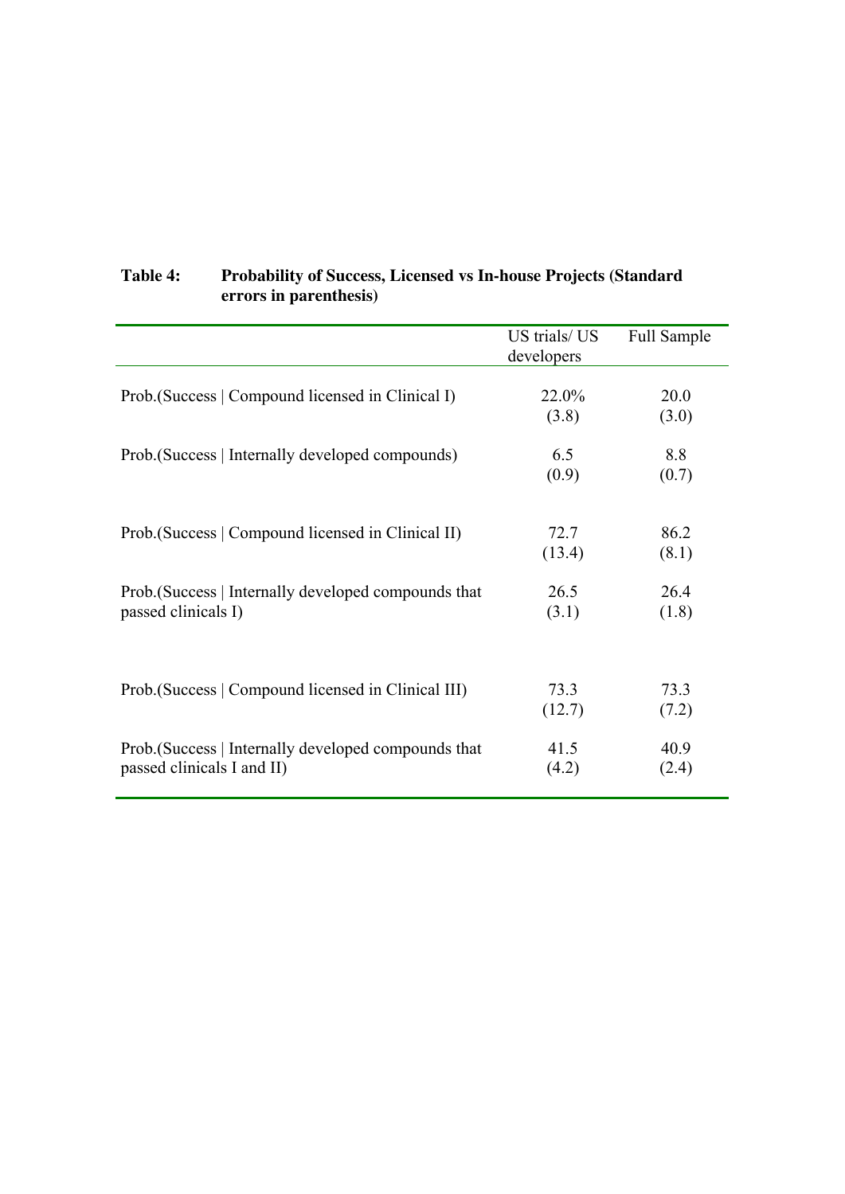**Table 4: Probability of Success, Licensed vs In-house Projects (Standard errors in parenthesis)**

| | US trials/ US developers | Full Sample |
|---|---|---|
| Prob.(Success \| Compound licensed in Clinical I) | 22.0% | 20.0 |
| | (3.8) | (3.0) |
| Prob.(Success \| Internally developed compounds) | 6.5 | 8.8 |
| | (0.9) | (0.7) |
| Prob.(Success \| Compound licensed in Clinical II) | 72.7 | 86.2 |
| | (13.4) | (8.1) |
| Prob.(Success \| Internally developed compounds that passed clinicals I) | 26.5 | 26.4 |
| | (3.1) | (1.8) |
| Prob.(Success \| Compound licensed in Clinical III) | 73.3 | 73.3 |
| | (12.7) | (7.2) |
| Prob.(Success \| Internally developed compounds that passed clinicals I and II) | 41.5 | 40.9 |
| | (4.2) | (2.4) |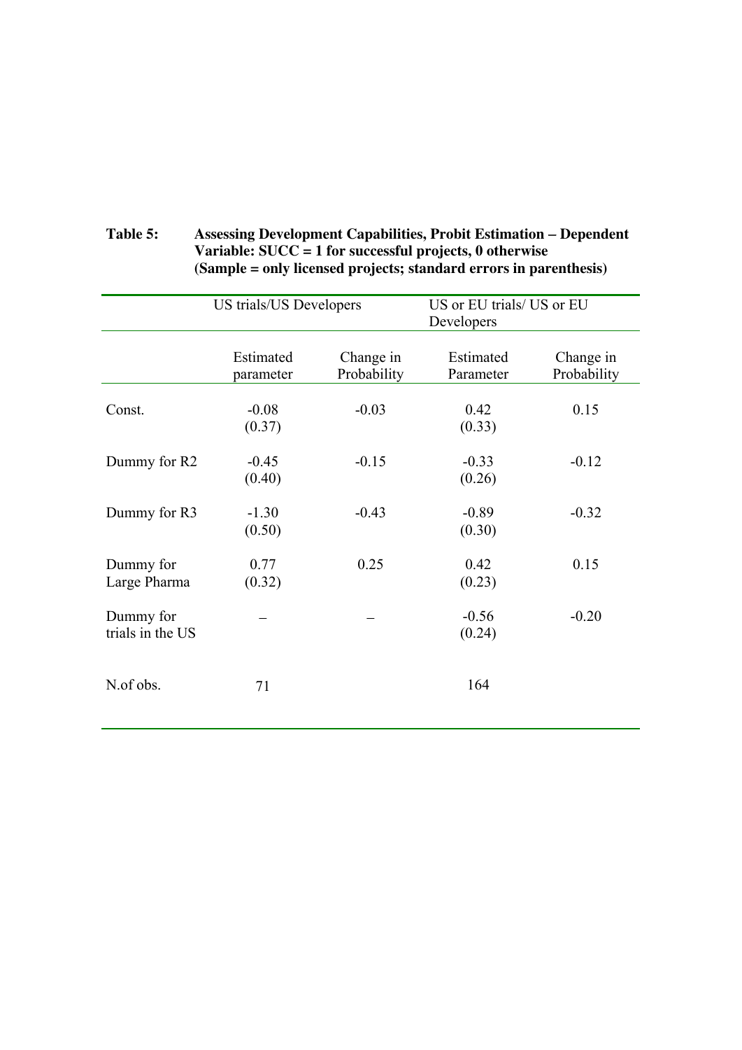**Table 5: Assessing Development Capabilities, Probit Estimation – Dependent Variable: SUCC = 1 for successful projects, 0 otherwise (Sample = only licensed projects; standard errors in parenthesis)**

| | US trials/US Developers | | US or EU trials/ US or EU Developers | |
|---|---|---|---|---|
| | Estimated parameter | Change in Probability | Estimated Parameter | Change in Probability |
| Const. | -0.08 (0.37) | -0.03 | 0.42 (0.33) | 0.15 |
| Dummy for R2 | -0.45 (0.40) | -0.15 | -0.33 (0.26) | -0.12 |
| Dummy for R3 | -1.30 (0.50) | -0.43 | -0.89 (0.30) | -0.32 |
| Dummy for Large Pharma | 0.77 (0.32) | 0.25 | 0.42 (0.23) | 0.15 |
| Dummy for trials in the US | – | – | -0.56 (0.24) | -0.20 |
| N.of obs. | 71 | | 164 | |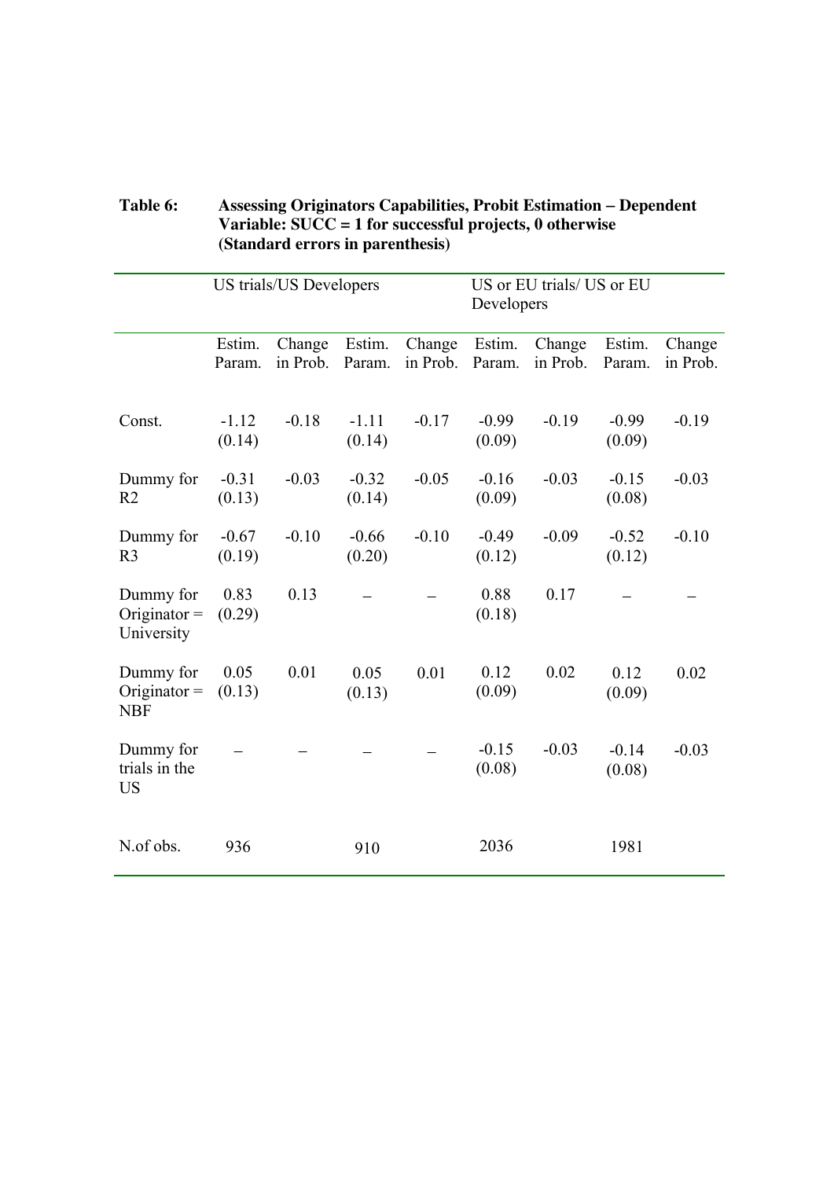**Table 6: Assessing Originators Capabilities, Probit Estimation – Dependent Variable: SUCC = 1 for successful projects, 0 otherwise (Standard errors in parenthesis)**

| | US trials/US Developers | | | | US or EU trials/ US or EU Developers | | | |
|---|---|---|---|---|---|---|---|---|
| | Estim. Param. | Change in Prob. | Estim. Param. | Change in Prob. | Estim. Param. | Change in Prob. | Estim. Param. | Change in Prob. |
| Const. | -1.12 (0.14) | -0.18 | -1.11 (0.14) | -0.17 | -0.99 (0.09) | -0.19 | -0.99 (0.09) | -0.19 |
| Dummy for R2 | -0.31 (0.13) | -0.03 | -0.32 (0.14) | -0.05 | -0.16 (0.09) | -0.03 | -0.15 (0.08) | -0.03 |
| Dummy for R3 | -0.67 (0.19) | -0.10 | -0.66 (0.20) | -0.10 | -0.49 (0.12) | -0.09 | -0.52 (0.12) | -0.10 |
| Dummy for Originator = University | 0.83 (0.29) | 0.13 | – | – | 0.88 (0.18) | 0.17 | – | – |
| Dummy for Originator = NBF | 0.05 (0.13) | 0.01 | 0.05 (0.13) | 0.01 | 0.12 (0.09) | 0.02 | 0.12 (0.09) | 0.02 |
| Dummy for trials in the US | – | – | – | – | -0.15 (0.08) | -0.03 | -0.14 (0.08) | -0.03 |
| N.of obs. | 936 | | 910 | | 2036 | | 1981 | |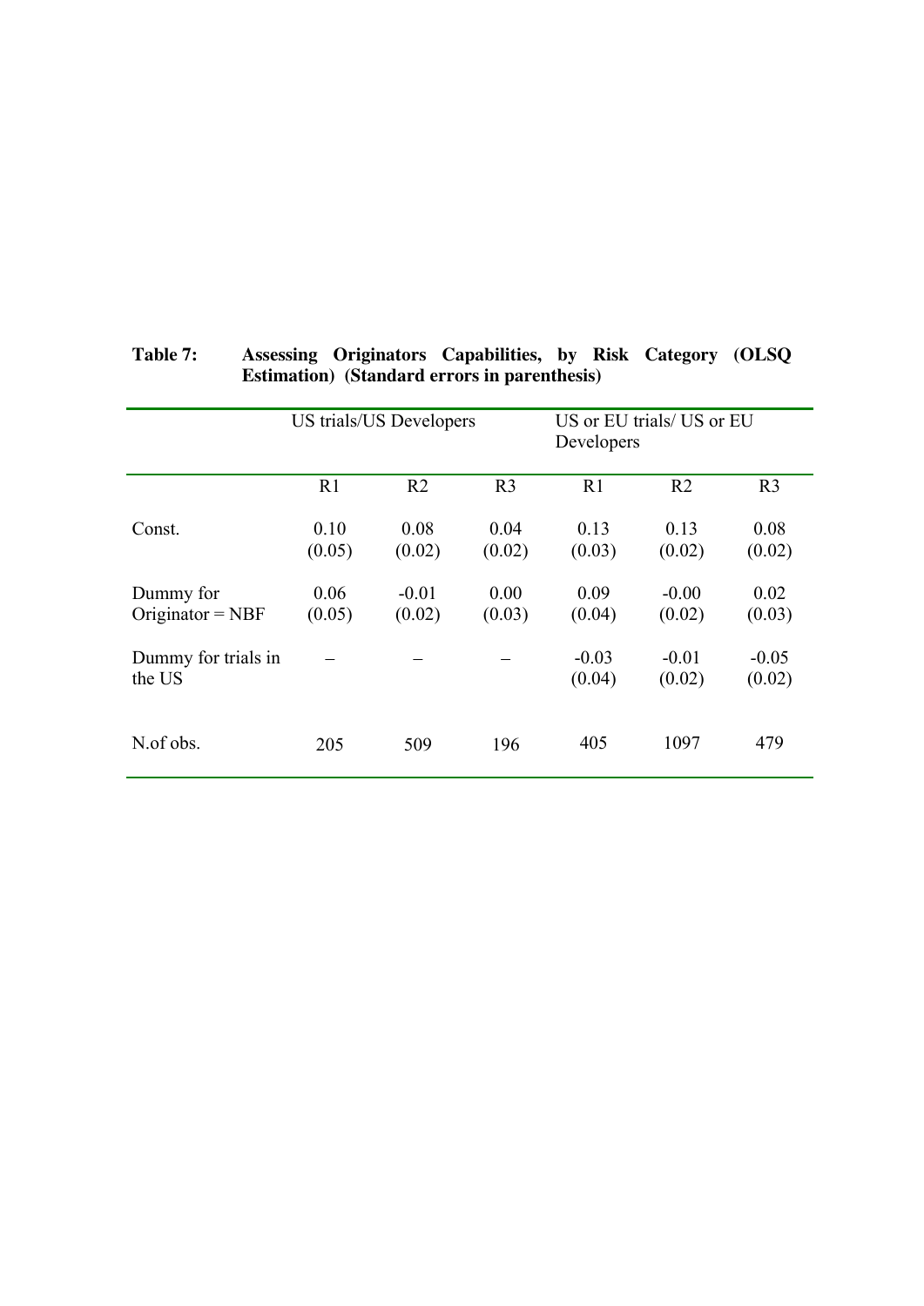**Table 7: Assessing Originators Capabilities, by Risk Category (OLSQ Estimation) (Standard errors in parenthesis)**

| | US trials/US Developers | | | US or EU trials/ US or EU Developers | | |
|---|---|---|---|---|---|---|
| | R1 | R2 | R3 | R1 | R2 | R3 |
| Const. | 0.10 (0.05) | 0.08 (0.02) | 0.04 (0.02) | 0.13 (0.03) | 0.13 (0.02) | 0.08 (0.02) |
| Dummy for Originator = NBF | 0.06 (0.05) | -0.01 (0.02) | 0.00 (0.03) | 0.09 (0.04) | -0.00 (0.02) | 0.02 (0.03) |
| Dummy for trials in the US | – | – | – | -0.03 (0.04) | -0.01 (0.02) | -0.05 (0.02) |
| N.of obs. | 205 | 509 | 196 | 405 | 1097 | 479 |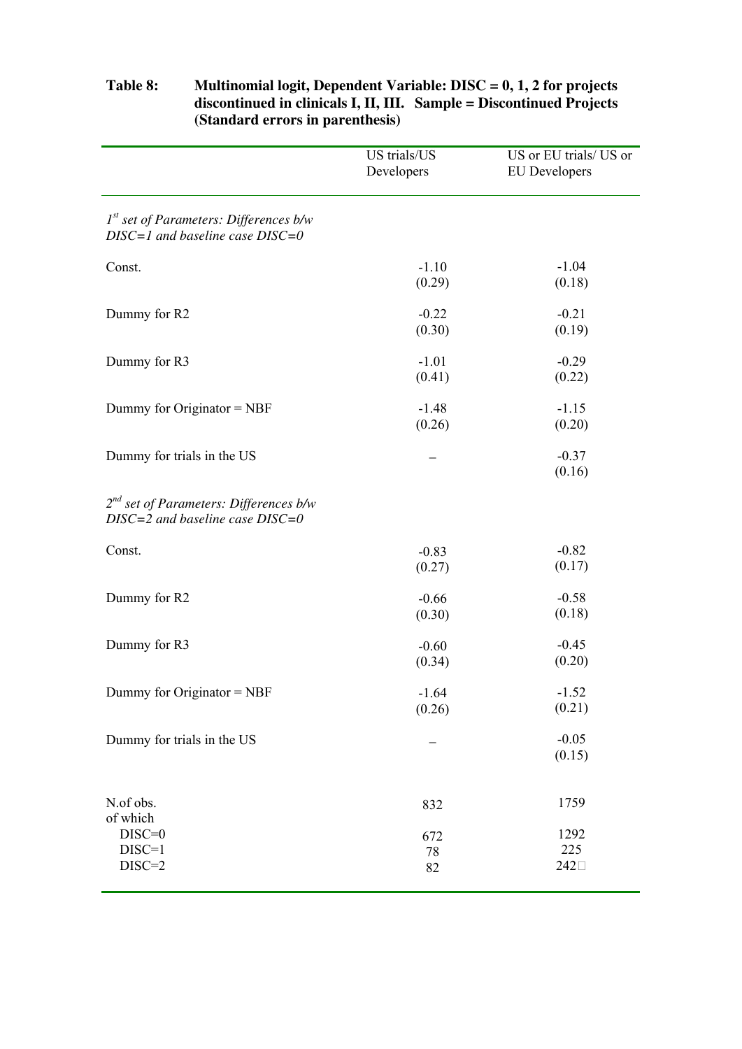**Table 8: Multinomial logit, Dependent Variable: DISC = 0, 1, 2 for projects discontinued in clinicals I, II, III. Sample = Discontinued Projects (Standard errors in parenthesis)**

| | US trials/US Developers | US or EU trials/ US or EU Developers |
|---|---|---|
| *1st set of Parameters: Differences b/w DISC=1 and baseline case DISC=0* | | |
| Const. | -1.10 (0.29) | -1.04 (0.18) |
| Dummy for R2 | -0.22 (0.30) | -0.21 (0.19) |
| Dummy for R3 | -1.01 (0.41) | -0.29 (0.22) |
| Dummy for Originator = NBF | -1.48 (0.26) | -1.15 (0.20) |
| Dummy for trials in the US | – | -0.37 (0.16) |
| *2nd set of Parameters: Differences b/w DISC=2 and baseline case DISC=0* | | |
| Const. | -0.83 (0.27) | -0.82 (0.17) |
| Dummy for R2 | -0.66 (0.30) | -0.58 (0.18) |
| Dummy for R3 | -0.60 (0.34) | -0.45 (0.20) |
| Dummy for Originator = NBF | -1.64 (0.26) | -1.52 (0.21) |
| Dummy for trials in the US | – | -0.05 (0.15) |
| N.of obs. | 832 | 1759 |
| of which | | |
| DISC=0 | 672 | 1292 |
| DISC=1 | 78 | 225 |
| DISC=2 | 82 | 242 |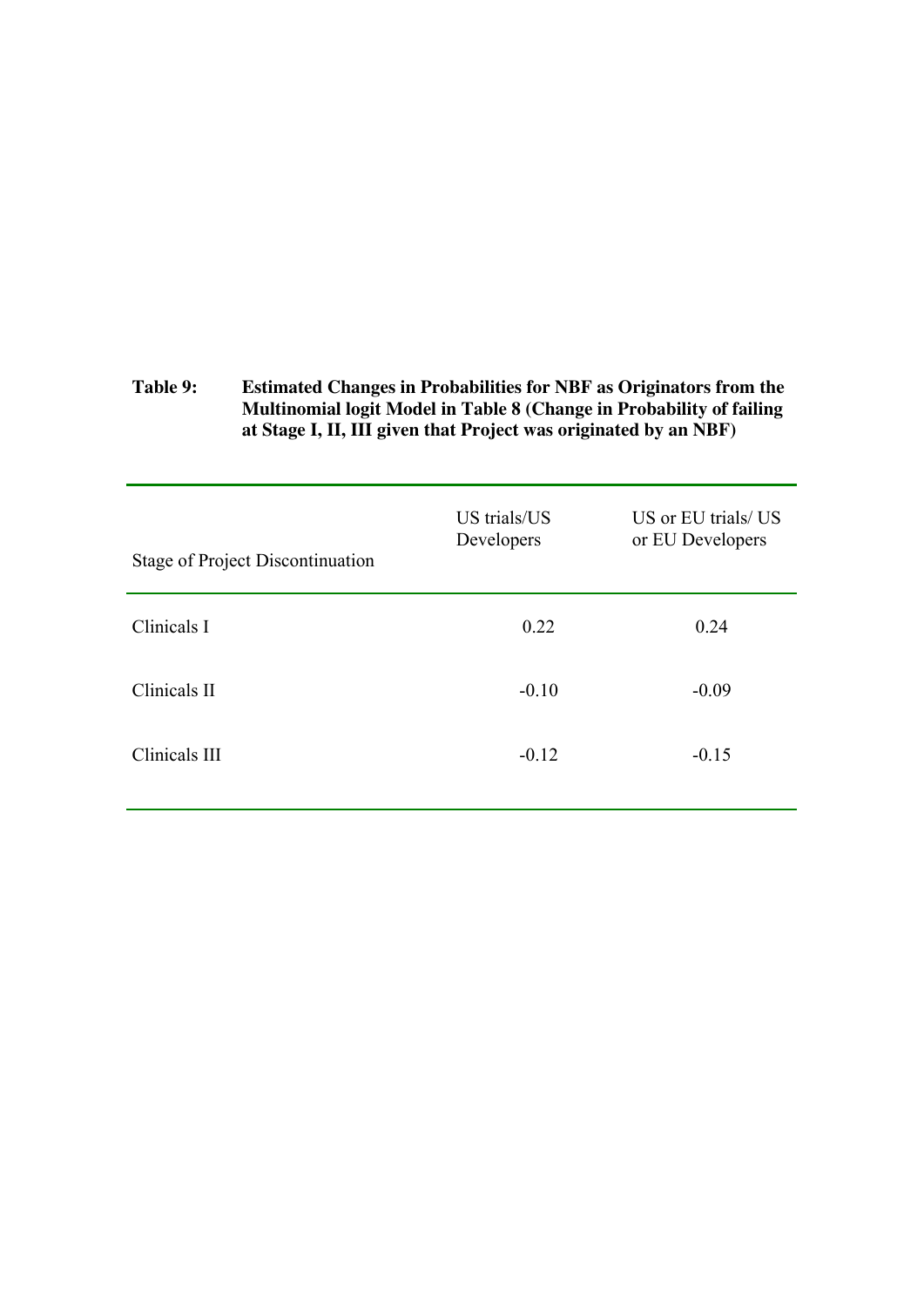**Table 9: Estimated Changes in Probabilities for NBF as Originators from the Multinomial logit Model in Table 8 (Change in Probability of failing at Stage I, II, III given that Project was originated by an NBF)**

| Stage of Project Discontinuation | US trials/US Developers | US or EU trials/ US or EU Developers |
|---|---|---|
| Clinicals I | 0.22 | 0.24 |
| Clinicals II | -0.10 | -0.09 |
| Clinicals III | -0.12 | -0.15 |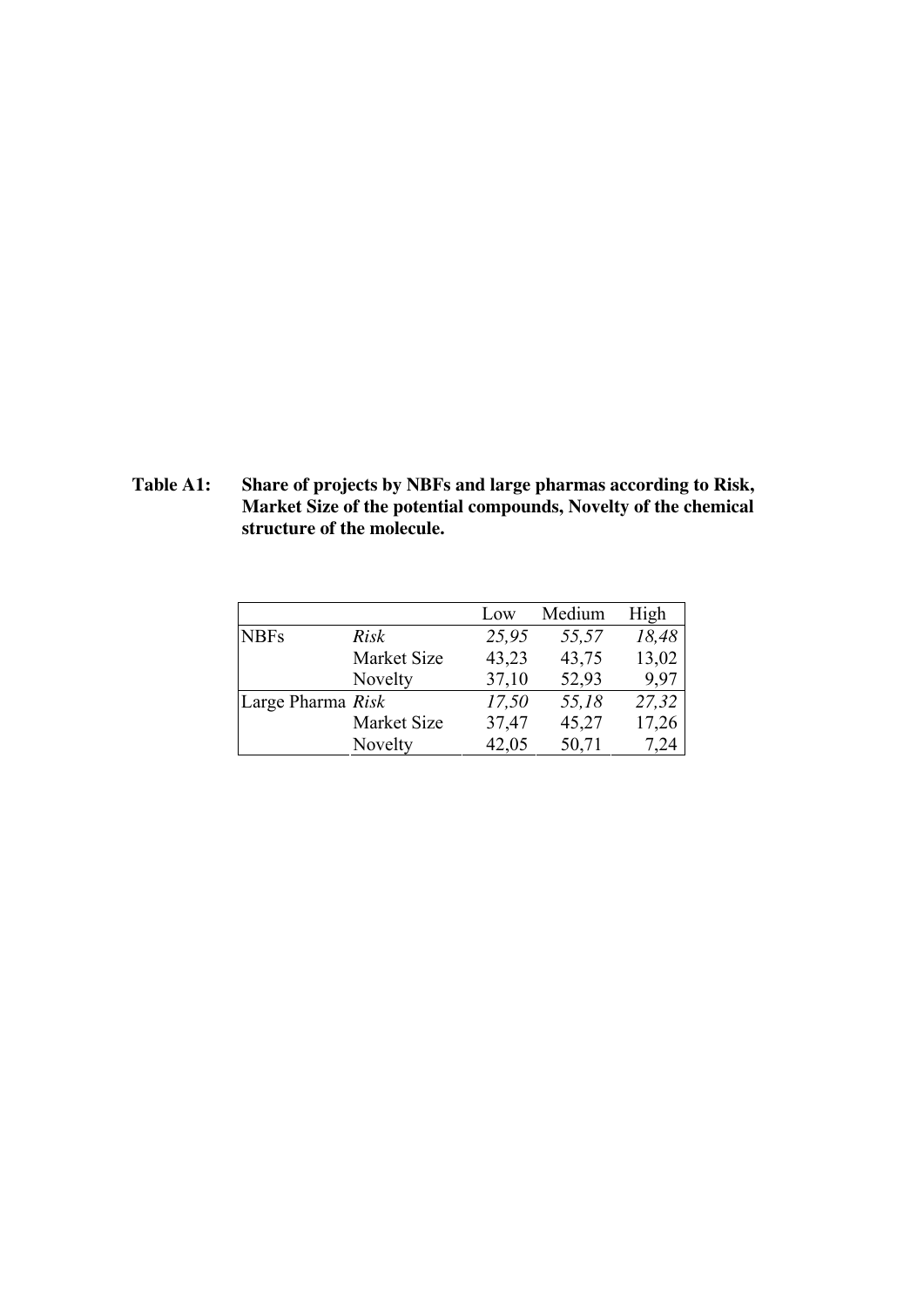**Table A1: Share of projects by NBFs and large pharmas according to Risk, Market Size of the potential compounds, Novelty of the chemical structure of the molecule.**

| | | Low | Medium | High |
|---|---|---|---|---|
| NBFs | *Risk* | *25,95* | *55,57* | *18,48* |
| | Market Size | 43,23 | 43,75 | 13,02 |
| | Novelty | 37,10 | 52,93 | 9,97 |
| Large Pharma | *Risk* | *17,50* | *55,18* | *27,32* |
| | Market Size | 37,47 | 45,27 | 17,26 |
| | Novelty | 42,05 | 50,71 | 7,24 |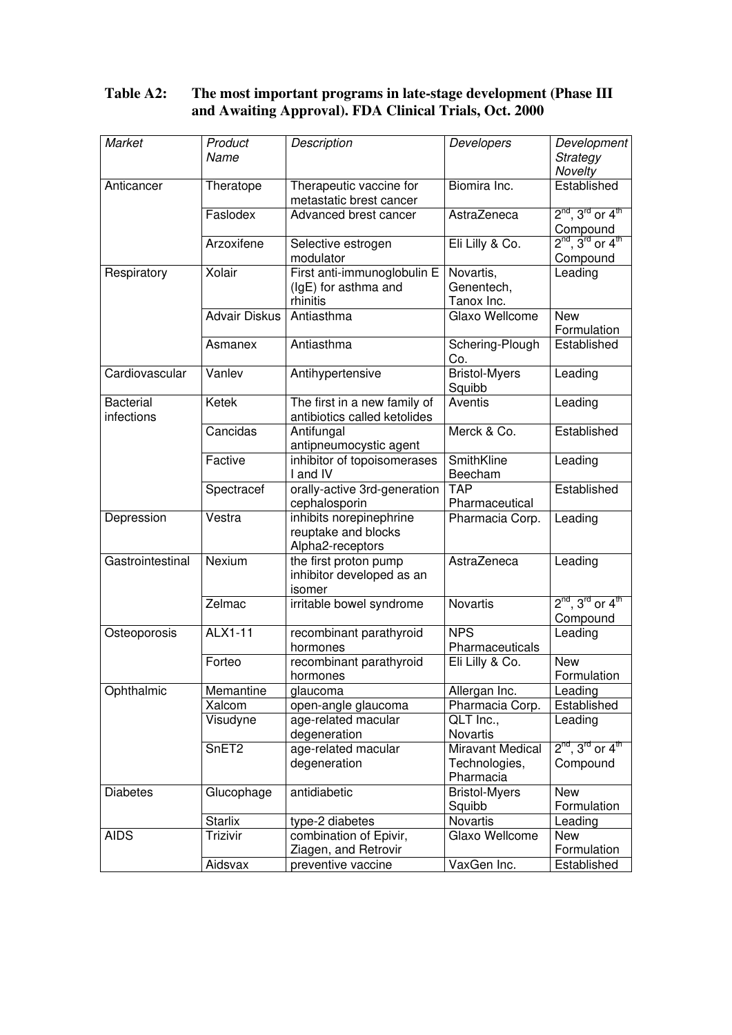**Table A2: The most important programs in late-stage development (Phase III and Awaiting Approval). FDA Clinical Trials, Oct. 2000**

| *Market* | *Product Name* | *Description* | *Developers* | *Development Strategy Novelty* |
|---|---|---|---|---|
| Anticancer | Theratope | Therapeutic vaccine for metastatic brest cancer | Biomira Inc. | Established |
| | Faslodex | Advanced brest cancer | AstraZeneca | 2nd, 3rd or 4th Compound |
| | Arzoxifene | Selective estrogen modulator | Eli Lilly & Co. | 2nd, 3rd or 4th Compound |
| Respiratory | Xolair | First anti-immunoglobulin E (IgE) for asthma and rhinitis | Novartis, Genentech, Tanox Inc. | Leading |
| | Advair Diskus | Antiasthma | Glaxo Wellcome | New Formulation |
| | Asmanex | Antiasthma | Schering-Plough Co. | Established |
| Cardiovascular | Vanlev | Antihypertensive | Bristol-Myers Squibb | Leading |
| Bacterial infections | Ketek | The first in a new family of antibiotics called ketolides | Aventis | Leading |
| | Cancidas | Antifungal antipneumocystic agent | Merck & Co. | Established |
| | Factive | inhibitor of topoisomerases I and IV | SmithKline Beecham | Leading |
| | Spectracef | orally-active 3rd-generation cephalosporin | TAP Pharmaceutical | Established |
| Depression | Vestra | inhibits norepinephrine reuptake and blocks Alpha2-receptors | Pharmacia Corp. | Leading |
| Gastrointestinal | Nexium | the first proton pump inhibitor developed as an isomer | AstraZeneca | Leading |
| | Zelmac | irritable bowel syndrome | Novartis | 2nd, 3rd or 4th Compound |
| Osteoporosis | ALX1-11 | recombinant parathyroid hormones | NPS Pharmaceuticals | Leading |
| | Forteo | recombinant parathyroid hormones | Eli Lilly & Co. | New Formulation |
| Ophthalmic | Memantine | glaucoma | Allergan Inc. | Leading |
| | Xalcom | open-angle glaucoma | Pharmacia Corp. | Established |
| | Visudyne | age-related macular degeneration | QLT Inc., Novartis | Leading |
| | SnET2 | age-related macular degeneration | Miravant Medical Technologies, Pharmacia | 2nd, 3rd or 4th Compound |
| Diabetes | Glucophage | antidiabetic | Bristol-Myers Squibb | New Formulation |
| | Starlix | type-2 diabetes | Novartis | Leading |
| AIDS | Trizivir | combination of Epivir, Ziagen, and Retrovir | Glaxo Wellcome | New Formulation |
| | Aidsvax | preventive vaccine | VaxGen Inc. | Established |